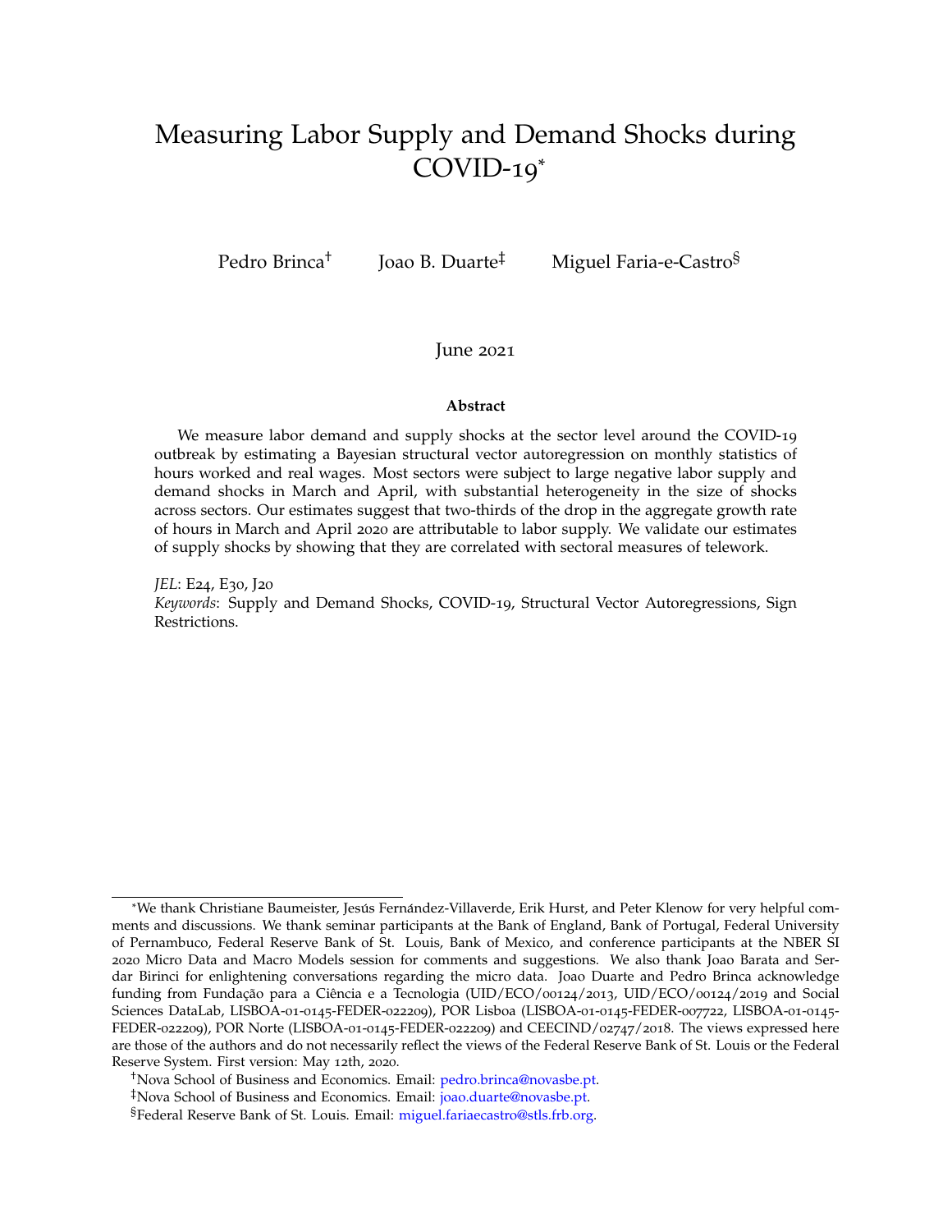# Measuring Labor Supply and Demand Shocks during COVID-19[*]

Pedro Brinca[†] Joao B. Duarte[‡] Miguel Faria-e-Castro[§]

June 2021

**Abstract**

We measure labor demand and supply shocks at the sector level around the COVID-19 outbreak by estimating a Bayesian structural vector autoregression on monthly statistics of hours worked and real wages. Most sectors were subject to large negative labor supply and demand shocks in March and April, with substantial heterogeneity in the size of shocks across sectors. Our estimates suggest that two-thirds of the drop in the aggregate growth rate of hours in March and April 2020 are attributable to labor supply. We validate our estimates of supply shocks by showing that they are correlated with sectoral measures of telework.

*JEL*: E24, E30, J20

*Keywords*: Supply and Demand Shocks, COVID-19, Structural Vector Autoregressions, Sign Restrictions.

---

[*] We thank Christiane Baumeister, Jesús Fernández-Villaverde, Erik Hurst, and Peter Klenow for very helpful comments and discussions. We thank seminar participants at the Bank of England, Bank of Portugal, Federal University of Pernambuco, Federal Reserve Bank of St. Louis, Bank of Mexico, and conference participants at the NBER SI 2020 Micro Data and Macro Models session for comments and suggestions. We also thank Joao Barata and Serdar Birinci for enlightening conversations regarding the micro data. Joao Duarte and Pedro Brinca acknowledge funding from Fundação para a Ciência e a Tecnologia (UID/ECO/00124/2013, UID/ECO/00124/2019 and Social Sciences DataLab, LISBOA-01-0145-FEDER-022209), POR Lisboa (LISBOA-01-0145-FEDER-007722, LISBOA-01-0145-FEDER-022209), POR Norte (LISBOA-01-0145-FEDER-022209) and CEECIND/02747/2018. The views expressed here are those of the authors and do not necessarily reflect the views of the Federal Reserve Bank of St. Louis or the Federal Reserve System. First version: May 12th, 2020.

[†] Nova School of Business and Economics. Email: pedro.brinca@novasbe.pt.

[‡] Nova School of Business and Economics. Email: joao.duarte@novasbe.pt.

[§] Federal Reserve Bank of St. Louis. Email: miguel.fariaecastro@stls.frb.org.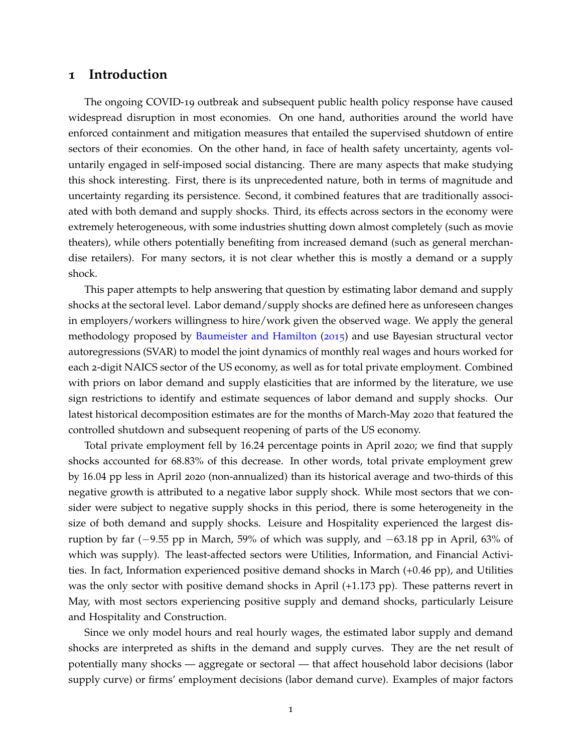# 1 Introduction

The ongoing COVID-19 outbreak and subsequent public health policy response have caused widespread disruption in most economies. On one hand, authorities around the world have enforced containment and mitigation measures that entailed the supervised shutdown of entire sectors of their economies. On the other hand, in face of health safety uncertainty, agents voluntarily engaged in self-imposed social distancing. There are many aspects that make studying this shock interesting. First, there is its unprecedented nature, both in terms of magnitude and uncertainty regarding its persistence. Second, it combined features that are traditionally associated with both demand and supply shocks. Third, its effects across sectors in the economy were extremely heterogeneous, with some industries shutting down almost completely (such as movie theaters), while others potentially benefiting from increased demand (such as general merchandise retailers). For many sectors, it is not clear whether this is mostly a demand or a supply shock.

This paper attempts to help answering that question by estimating labor demand and supply shocks at the sectoral level. Labor demand/supply shocks are defined here as unforeseen changes in employers/workers willingness to hire/work given the observed wage. We apply the general methodology proposed by Baumeister and Hamilton (2015) and use Bayesian structural vector autoregressions (SVAR) to model the joint dynamics of monthly real wages and hours worked for each 2-digit NAICS sector of the US economy, as well as for total private employment. Combined with priors on labor demand and supply elasticities that are informed by the literature, we use sign restrictions to identify and estimate sequences of labor demand and supply shocks. Our latest historical decomposition estimates are for the months of March-May 2020 that featured the controlled shutdown and subsequent reopening of parts of the US economy.

Total private employment fell by 16.24 percentage points in April 2020; we find that supply shocks accounted for 68.83% of this decrease. In other words, total private employment grew by 16.04 pp less in April 2020 (non-annualized) than its historical average and two-thirds of this negative growth is attributed to a negative labor supply shock. While most sectors that we consider were subject to negative supply shocks in this period, there is some heterogeneity in the size of both demand and supply shocks. Leisure and Hospitality experienced the largest disruption by far ($-9.55$ pp in March, 59% of which was supply, and $-63.18$ pp in April, 63% of which was supply). The least-affected sectors were Utilities, Information, and Financial Activities. In fact, Information experienced positive demand shocks in March (+0.46 pp), and Utilities was the only sector with positive demand shocks in April (+1.173 pp). These patterns revert in May, with most sectors experiencing positive supply and demand shocks, particularly Leisure and Hospitality and Construction.

Since we only model hours and real hourly wages, the estimated labor supply and demand shocks are interpreted as shifts in the demand and supply curves. They are the net result of potentially many shocks — aggregate or sectoral — that affect household labor decisions (labor supply curve) or firms' employment decisions (labor demand curve). Examples of major factors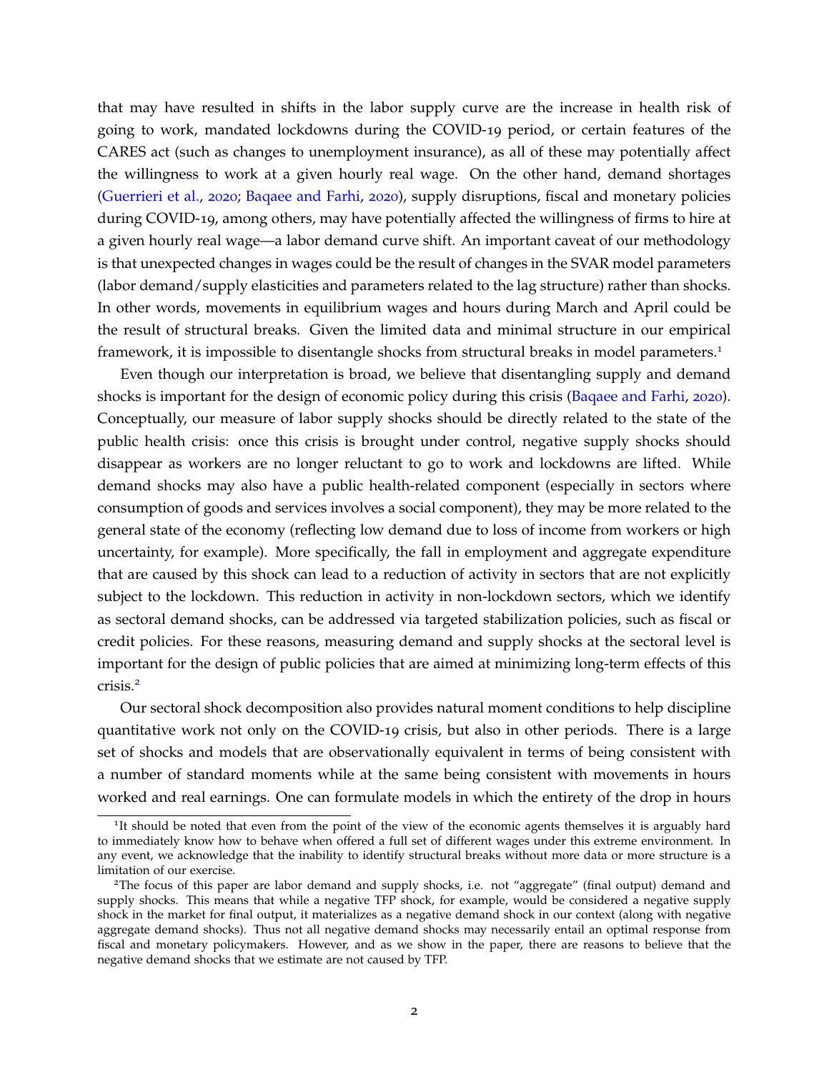that may have resulted in shifts in the labor supply curve are the increase in health risk of going to work, mandated lockdowns during the COVID-19 period, or certain features of the CARES act (such as changes to unemployment insurance), as all of these may potentially affect the willingness to work at a given hourly real wage. On the other hand, demand shortages (Guerrieri et al., 2020; Baqaee and Farhi, 2020), supply disruptions, fiscal and monetary policies during COVID-19, among others, may have potentially affected the willingness of firms to hire at a given hourly real wage—a labor demand curve shift. An important caveat of our methodology is that unexpected changes in wages could be the result of changes in the SVAR model parameters (labor demand/supply elasticities and parameters related to the lag structure) rather than shocks. In other words, movements in equilibrium wages and hours during March and April could be the result of structural breaks. Given the limited data and minimal structure in our empirical framework, it is impossible to disentangle shocks from structural breaks in model parameters.[1]

Even though our interpretation is broad, we believe that disentangling supply and demand shocks is important for the design of economic policy during this crisis (Baqaee and Farhi, 2020). Conceptually, our measure of labor supply shocks should be directly related to the state of the public health crisis: once this crisis is brought under control, negative supply shocks should disappear as workers are no longer reluctant to go to work and lockdowns are lifted. While demand shocks may also have a public health-related component (especially in sectors where consumption of goods and services involves a social component), they may be more related to the general state of the economy (reflecting low demand due to loss of income from workers or high uncertainty, for example). More specifically, the fall in employment and aggregate expenditure that are caused by this shock can lead to a reduction of activity in sectors that are not explicitly subject to the lockdown. This reduction in activity in non-lockdown sectors, which we identify as sectoral demand shocks, can be addressed via targeted stabilization policies, such as fiscal or credit policies. For these reasons, measuring demand and supply shocks at the sectoral level is important for the design of public policies that are aimed at minimizing long-term effects of this crisis.[2]

Our sectoral shock decomposition also provides natural moment conditions to help discipline quantitative work not only on the COVID-19 crisis, but also in other periods. There is a large set of shocks and models that are observationally equivalent in terms of being consistent with a number of standard moments while at the same being consistent with movements in hours worked and real earnings. One can formulate models in which the entirety of the drop in hours

[1]It should be noted that even from the point of the view of the economic agents themselves it is arguably hard to immediately know how to behave when offered a full set of different wages under this extreme environment. In any event, we acknowledge that the inability to identify structural breaks without more data or more structure is a limitation of our exercise.

[2]The focus of this paper are labor demand and supply shocks, i.e. not "aggregate" (final output) demand and supply shocks. This means that while a negative TFP shock, for example, would be considered a negative supply shock in the market for final output, it materializes as a negative demand shock in our context (along with negative aggregate demand shocks). Thus not all negative demand shocks may necessarily entail an optimal response from fiscal and monetary policymakers. However, and as we show in the paper, there are reasons to believe that the negative demand shocks that we estimate are not caused by TFP.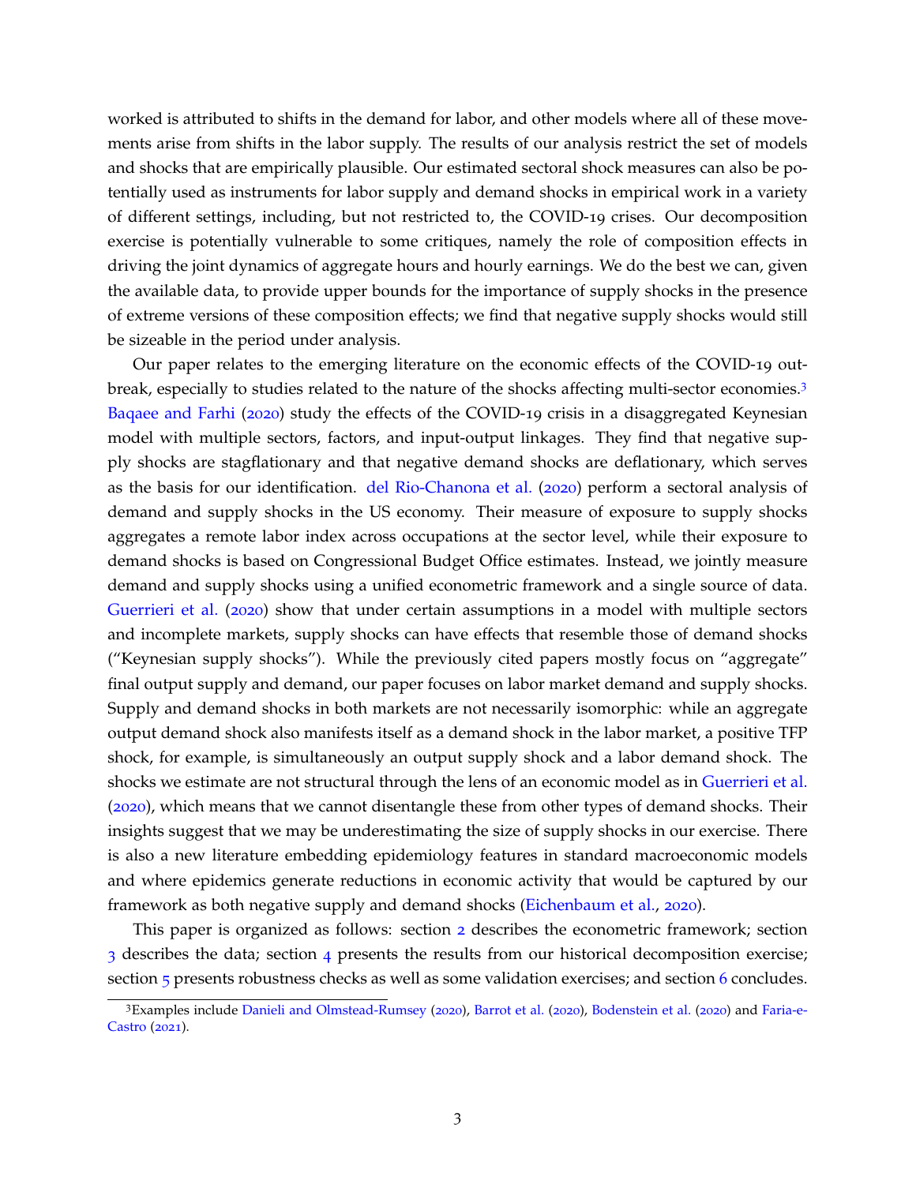worked is attributed to shifts in the demand for labor, and other models where all of these movements arise from shifts in the labor supply. The results of our analysis restrict the set of models and shocks that are empirically plausible. Our estimated sectoral shock measures can also be potentially used as instruments for labor supply and demand shocks in empirical work in a variety of different settings, including, but not restricted to, the COVID-19 crises. Our decomposition exercise is potentially vulnerable to some critiques, namely the role of composition effects in driving the joint dynamics of aggregate hours and hourly earnings. We do the best we can, given the available data, to provide upper bounds for the importance of supply shocks in the presence of extreme versions of these composition effects; we find that negative supply shocks would still be sizeable in the period under analysis.

Our paper relates to the emerging literature on the economic effects of the COVID-19 outbreak, especially to studies related to the nature of the shocks affecting multi-sector economies.[3] Baqaee and Farhi (2020) study the effects of the COVID-19 crisis in a disaggregated Keynesian model with multiple sectors, factors, and input-output linkages. They find that negative supply shocks are stagflationary and that negative demand shocks are deflationary, which serves as the basis for our identification. del Rio-Chanona et al. (2020) perform a sectoral analysis of demand and supply shocks in the US economy. Their measure of exposure to supply shocks aggregates a remote labor index across occupations at the sector level, while their exposure to demand shocks is based on Congressional Budget Office estimates. Instead, we jointly measure demand and supply shocks using a unified econometric framework and a single source of data. Guerrieri et al. (2020) show that under certain assumptions in a model with multiple sectors and incomplete markets, supply shocks can have effects that resemble those of demand shocks ("Keynesian supply shocks"). While the previously cited papers mostly focus on "aggregate" final output supply and demand, our paper focuses on labor market demand and supply shocks. Supply and demand shocks in both markets are not necessarily isomorphic: while an aggregate output demand shock also manifests itself as a demand shock in the labor market, a positive TFP shock, for example, is simultaneously an output supply shock and a labor demand shock. The shocks we estimate are not structural through the lens of an economic model as in Guerrieri et al. (2020), which means that we cannot disentangle these from other types of demand shocks. Their insights suggest that we may be underestimating the size of supply shocks in our exercise. There is also a new literature embedding epidemiology features in standard macroeconomic models and where epidemics generate reductions in economic activity that would be captured by our framework as both negative supply and demand shocks (Eichenbaum et al., 2020).

This paper is organized as follows: section 2 describes the econometric framework; section 3 describes the data; section 4 presents the results from our historical decomposition exercise; section 5 presents robustness checks as well as some validation exercises; and section 6 concludes.

[3] Examples include Danieli and Olmstead-Rumsey (2020), Barrot et al. (2020), Bodenstein et al. (2020) and Faria-e-Castro (2021).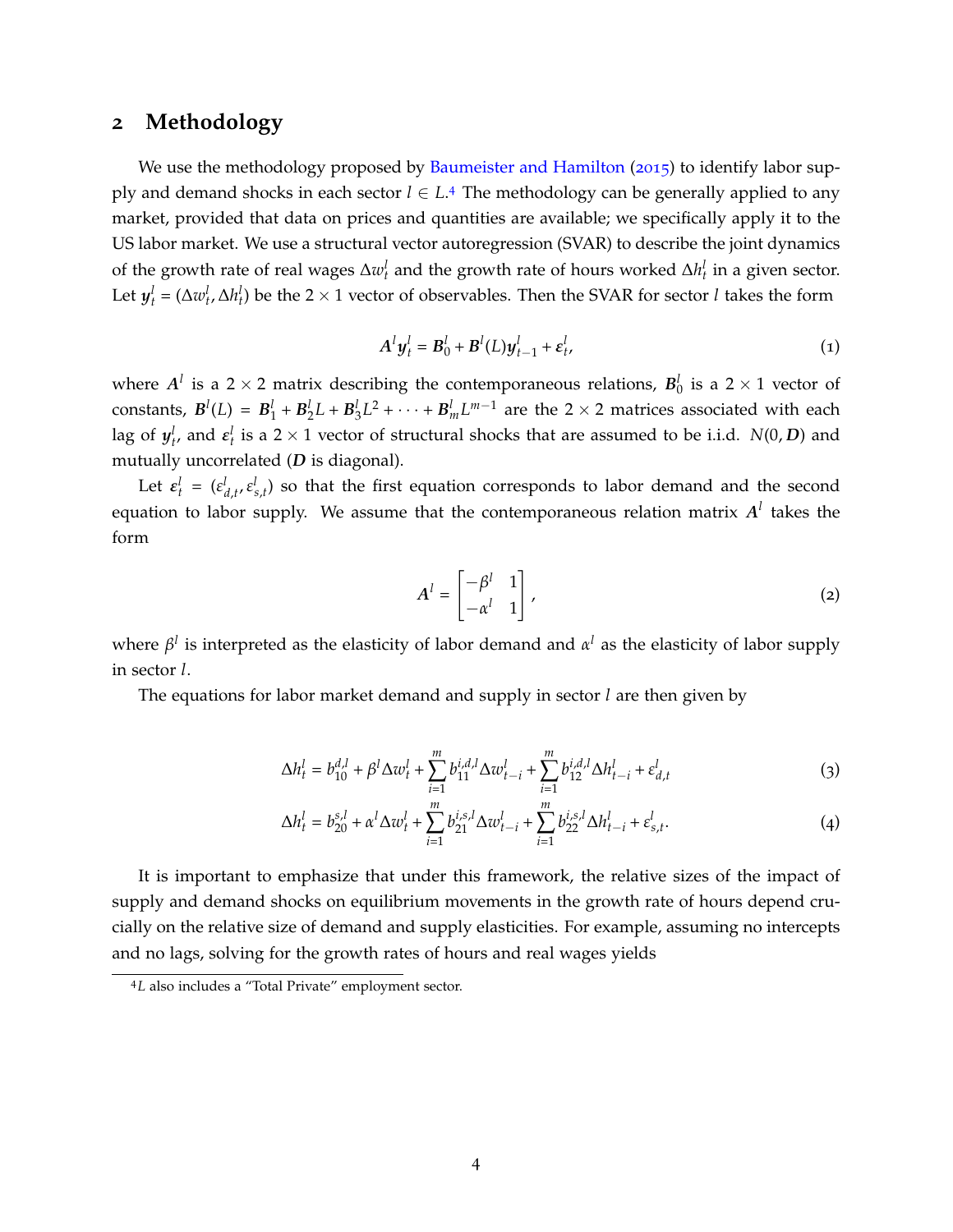## 2 Methodology

We use the methodology proposed by Baumeister and Hamilton (2015) to identify labor supply and demand shocks in each sector $l \in L$.[4] The methodology can be generally applied to any market, provided that data on prices and quantities are available; we specifically apply it to the US labor market. We use a structural vector autoregression (SVAR) to describe the joint dynamics of the growth rate of real wages $\Delta w_t^l$ and the growth rate of hours worked $\Delta h_t^l$ in a given sector. Let $\boldsymbol{y}_t^l = (\Delta w_t^l, \Delta h_t^l)$ be the $2 \times 1$ vector of observables. Then the SVAR for sector $l$ takes the form

$$\boldsymbol{A}^l \boldsymbol{y}_t^l = \boldsymbol{B}_0^l + \boldsymbol{B}^l(L)\boldsymbol{y}_{t-1}^l + \boldsymbol{\varepsilon}_t^l, \tag{1}$$

where $\boldsymbol{A}^l$ is a $2 \times 2$ matrix describing the contemporaneous relations, $\boldsymbol{B}_0^l$ is a $2 \times 1$ vector of constants, $\boldsymbol{B}^l(L) = \boldsymbol{B}_1^l + \boldsymbol{B}_2^l L + \boldsymbol{B}_3^l L^2 + \cdots + \boldsymbol{B}_m^l L^{m-1}$ are the $2 \times 2$ matrices associated with each lag of $\boldsymbol{y}_t^l$, and $\boldsymbol{\varepsilon}_t^l$ is a $2 \times 1$ vector of structural shocks that are assumed to be i.i.d. $N(0, \boldsymbol{D})$ and mutually uncorrelated ($\boldsymbol{D}$ is diagonal).

Let $\boldsymbol{\varepsilon}_t^l = (\varepsilon_{d,t}^l, \varepsilon_{s,t}^l)$ so that the first equation corresponds to labor demand and the second equation to labor supply. We assume that the contemporaneous relation matrix $\boldsymbol{A}^l$ takes the form

$$\boldsymbol{A}^l = \begin{bmatrix} -\beta^l & 1 \\ -\alpha^l & 1 \end{bmatrix}, \tag{2}$$

where $\beta^l$ is interpreted as the elasticity of labor demand and $\alpha^l$ as the elasticity of labor supply in sector $l$.

The equations for labor market demand and supply in sector $l$ are then given by

$$\Delta h_t^l = b_{10}^{d,l} + \beta^l \Delta w_t^l + \sum_{i=1}^{m} b_{11}^{i,d,l} \Delta w_{t-i}^l + \sum_{i=1}^{m} b_{12}^{i,d,l} \Delta h_{t-i}^l + \varepsilon_{d,t}^l \tag{3}$$

$$\Delta h_t^l = b_{20}^{s,l} + \alpha^l \Delta w_t^l + \sum_{i=1}^{m} b_{21}^{i,s,l} \Delta w_{t-i}^l + \sum_{i=1}^{m} b_{22}^{i,s,l} \Delta h_{t-i}^l + \varepsilon_{s,t}^l. \tag{4}$$

It is important to emphasize that under this framework, the relative sizes of the impact of supply and demand shocks on equilibrium movements in the growth rate of hours depend crucially on the relative size of demand and supply elasticities. For example, assuming no intercepts and no lags, solving for the growth rates of hours and real wages yields

[4] $L$ also includes a "Total Private" employment sector.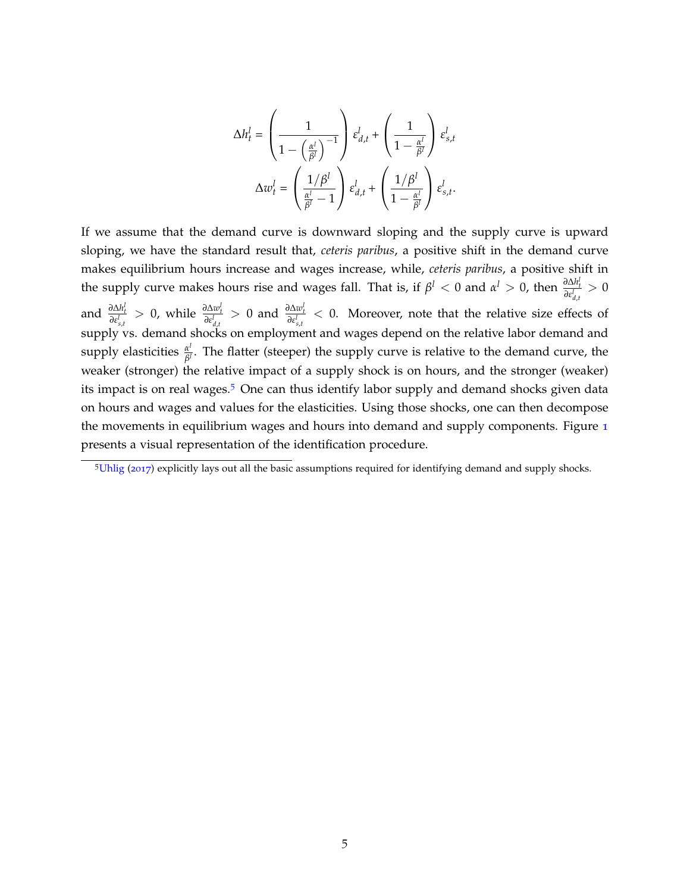$$\Delta h_t^l = \left( \frac{1}{1 - \left(\frac{\alpha^l}{\beta^l}\right)^{-1}} \right) \varepsilon_{d,t}^l + \left( \frac{1}{1 - \frac{\alpha^l}{\beta^l}} \right) \varepsilon_{s,t}^l$$

$$\Delta w_t^l = \left( \frac{1/\beta^l}{\frac{\alpha^l}{\beta^l} - 1} \right) \varepsilon_{d,t}^l + \left( \frac{1/\beta^l}{1 - \frac{\alpha^l}{\beta^l}} \right) \varepsilon_{s,t}^l.$$

If we assume that the demand curve is downward sloping and the supply curve is upward sloping, we have the standard result that, *ceteris paribus*, a positive shift in the demand curve makes equilibrium hours increase and wages increase, while, *ceteris paribus*, a positive shift in the supply curve makes hours rise and wages fall. That is, if $\beta^l < 0$ and $\alpha^l > 0$, then $\frac{\partial \Delta h_t^l}{\partial \varepsilon_{d,t}^l} > 0$ and $\frac{\partial \Delta h_t^l}{\partial \varepsilon_{s,t}^l} > 0$, while $\frac{\partial \Delta w_t^l}{\partial \varepsilon_{d,t}^l} > 0$ and $\frac{\partial \Delta w_t^l}{\partial \varepsilon_{s,t}^l} < 0$. Moreover, note that the relative size effects of supply vs. demand shocks on employment and wages depend on the relative labor demand and supply elasticities $\frac{\alpha^l}{\beta^l}$. The flatter (steeper) the supply curve is relative to the demand curve, the weaker (stronger) the relative impact of a supply shock is on hours, and the stronger (weaker) its impact is on real wages.[5] One can thus identify labor supply and demand shocks given data on hours and wages and values for the elasticities. Using those shocks, one can then decompose the movements in equilibrium wages and hours into demand and supply components. Figure 1 presents a visual representation of the identification procedure.

[5] Uhlig (2017) explicitly lays out all the basic assumptions required for identifying demand and supply shocks.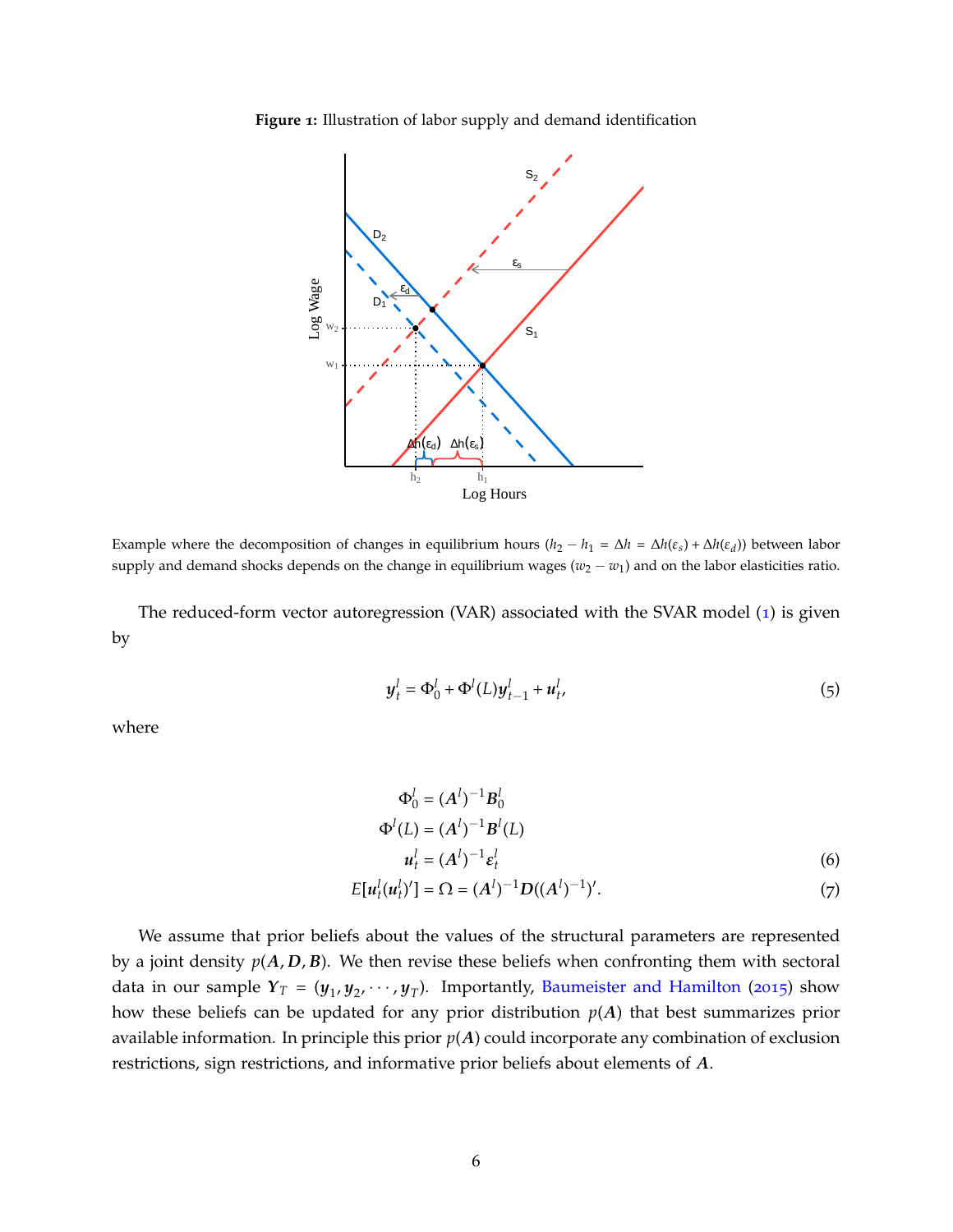**Figure 1:** Illustration of labor supply and demand identification

Example where the decomposition of changes in equilibrium hours ($h_2 - h_1 = \Delta h = \Delta h(\varepsilon_s) + \Delta h(\varepsilon_d)$) between labor supply and demand shocks depends on the change in equilibrium wages ($w_2 - w_1$) and on the labor elasticities ratio.

The reduced-form vector autoregression (VAR) associated with the SVAR model (1) is given by

$$\boldsymbol{y}_t^l = \Phi_0^l + \Phi^l(L)\boldsymbol{y}_{t-1}^l + \boldsymbol{u}_t^l, \tag{5}$$

where

$$\Phi_0^l = (\boldsymbol{A}^l)^{-1}\boldsymbol{B}_0^l$$
$$\Phi^l(L) = (\boldsymbol{A}^l)^{-1}\boldsymbol{B}^l(L)$$
$$\boldsymbol{u}_t^l = (\boldsymbol{A}^l)^{-1}\boldsymbol{\varepsilon}_t^l \tag{6}$$
$$E[\boldsymbol{u}_t^l(\boldsymbol{u}_t^l)'] = \Omega = (\boldsymbol{A}^l)^{-1}\boldsymbol{D}((\boldsymbol{A}^l)^{-1})'. \tag{7}$$

We assume that prior beliefs about the values of the structural parameters are represented by a joint density $p(\boldsymbol{A}, \boldsymbol{D}, \boldsymbol{B})$. We then revise these beliefs when confronting them with sectoral data in our sample $\boldsymbol{Y}_T = (\boldsymbol{y}_1, \boldsymbol{y}_2, \cdots, \boldsymbol{y}_T)$. Importantly, Baumeister and Hamilton (2015) show how these beliefs can be updated for any prior distribution $p(\boldsymbol{A})$ that best summarizes prior available information. In principle this prior $p(\boldsymbol{A})$ could incorporate any combination of exclusion restrictions, sign restrictions, and informative prior beliefs about elements of $\boldsymbol{A}$.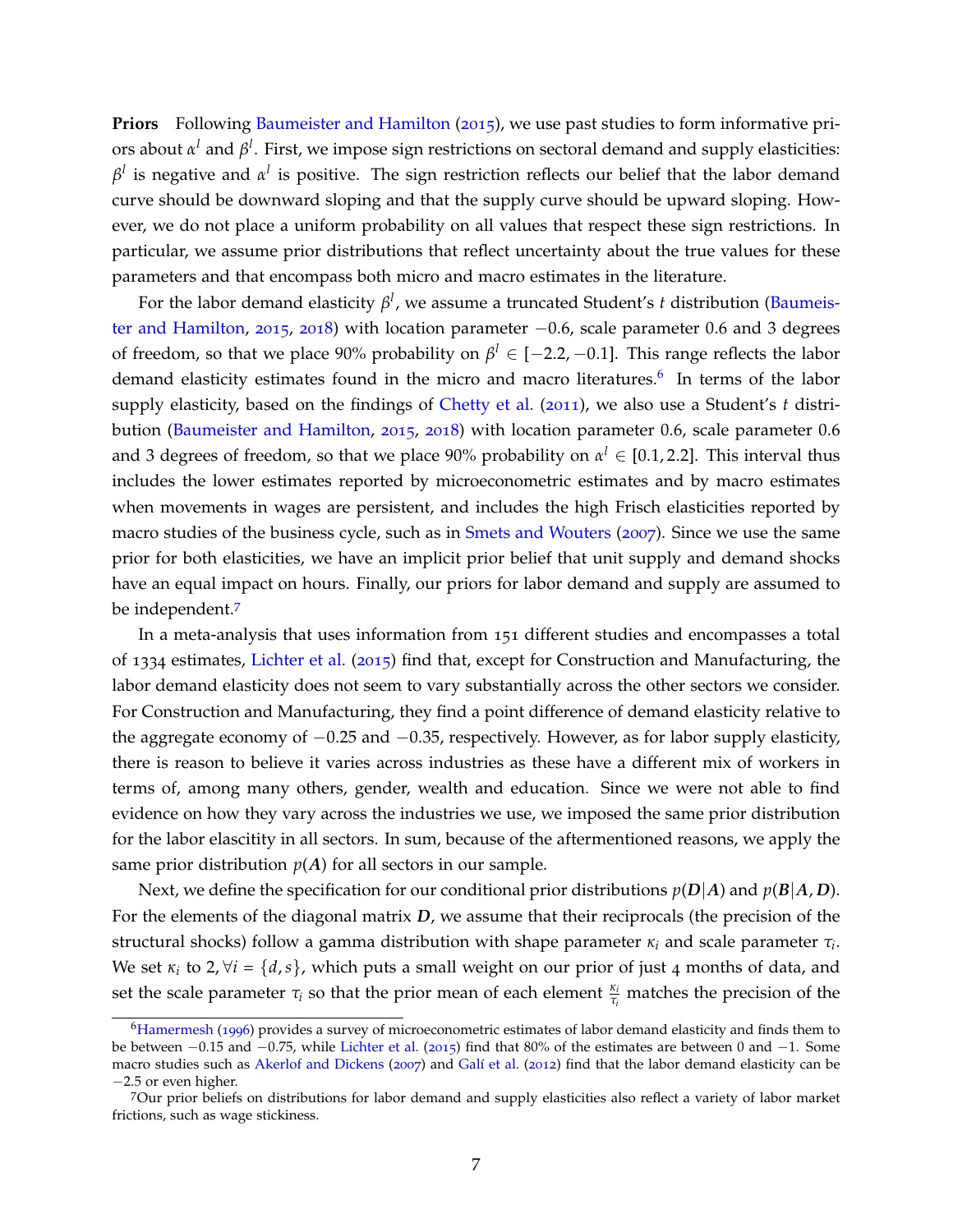**Priors** Following Baumeister and Hamilton (2015), we use past studies to form informative priors about $\alpha^l$ and $\beta^l$. First, we impose sign restrictions on sectoral demand and supply elasticities: $\beta^l$ is negative and $\alpha^l$ is positive. The sign restriction reflects our belief that the labor demand curve should be downward sloping and that the supply curve should be upward sloping. However, we do not place a uniform probability on all values that respect these sign restrictions. In particular, we assume prior distributions that reflect uncertainty about the true values for these parameters and that encompass both micro and macro estimates in the literature.

For the labor demand elasticity $\beta^l$, we assume a truncated Student's $t$ distribution (Baumeister and Hamilton, 2015, 2018) with location parameter $-0.6$, scale parameter $0.6$ and 3 degrees of freedom, so that we place 90% probability on $\beta^l \in [-2.2, -0.1]$. This range reflects the labor demand elasticity estimates found in the micro and macro literatures.[6] In terms of the labor supply elasticity, based on the findings of Chetty et al. (2011), we also use a Student's $t$ distribution (Baumeister and Hamilton, 2015, 2018) with location parameter $0.6$, scale parameter $0.6$ and 3 degrees of freedom, so that we place 90% probability on $\alpha^l \in [0.1, 2.2]$. This interval thus includes the lower estimates reported by microeconometric estimates and by macro estimates when movements in wages are persistent, and includes the high Frisch elasticities reported by macro studies of the business cycle, such as in Smets and Wouters (2007). Since we use the same prior for both elasticities, we have an implicit prior belief that unit supply and demand shocks have an equal impact on hours. Finally, our priors for labor demand and supply are assumed to be independent.[7]

In a meta-analysis that uses information from 151 different studies and encompasses a total of 1334 estimates, Lichter et al. (2015) find that, except for Construction and Manufacturing, the labor demand elasticity does not seem to vary substantially across the other sectors we consider. For Construction and Manufacturing, they find a point difference of demand elasticity relative to the aggregate economy of $-0.25$ and $-0.35$, respectively. However, as for labor supply elasticity, there is reason to believe it varies across industries as these have a different mix of workers in terms of, among many others, gender, wealth and education. Since we were not able to find evidence on how they vary across the industries we use, we imposed the same prior distribution for the labor elascitity in all sectors. In sum, because of the aftermentioned reasons, we apply the same prior distribution $p(\boldsymbol{A})$ for all sectors in our sample.

Next, we define the specification for our conditional prior distributions $p(\boldsymbol{D}|\boldsymbol{A})$ and $p(\boldsymbol{B}|\boldsymbol{A}, \boldsymbol{D})$. For the elements of the diagonal matrix $\boldsymbol{D}$, we assume that their reciprocals (the precision of the structural shocks) follow a gamma distribution with shape parameter $\kappa_i$ and scale parameter $\tau_i$. We set $\kappa_i$ to $2, \forall i = \{d, s\}$, which puts a small weight on our prior of just 4 months of data, and set the scale parameter $\tau_i$ so that the prior mean of each element $\frac{\kappa_i}{\tau_i}$ matches the precision of the

[6] Hamermesh (1996) provides a survey of microeconometric estimates of labor demand elasticity and finds them to be between $-0.15$ and $-0.75$, while Lichter et al. (2015) find that 80% of the estimates are between 0 and $-1$. Some macro studies such as Akerlof and Dickens (2007) and Galí et al. (2012) find that the labor demand elasticity can be $-2.5$ or even higher.

[7] Our prior beliefs on distributions for labor demand and supply elasticities also reflect a variety of labor market frictions, such as wage stickiness.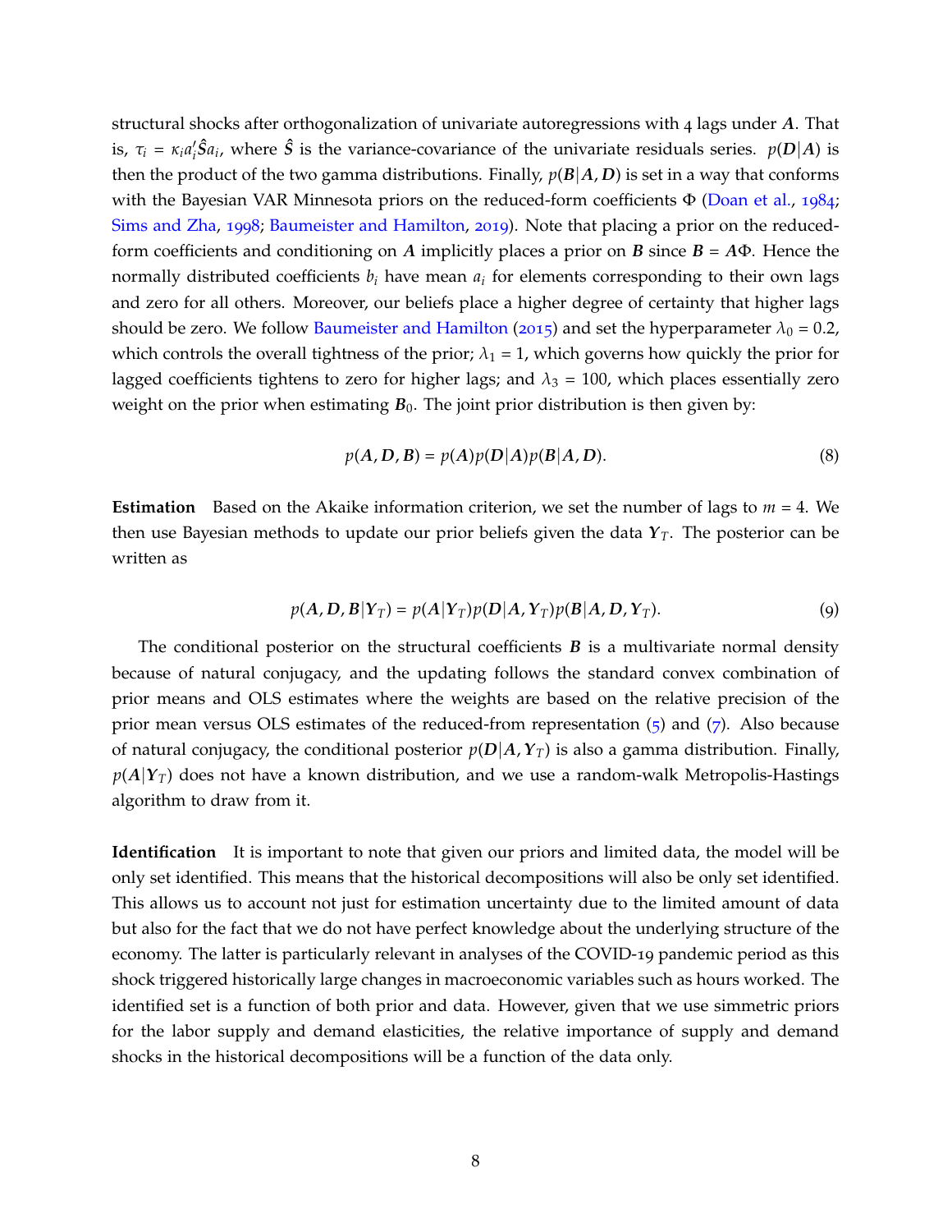structural shocks after orthogonalization of univariate autoregressions with 4 lags under $\boldsymbol{A}$. That is, $\tau_i = \kappa_i a_i' \hat{\boldsymbol{S}} a_i$, where $\hat{\boldsymbol{S}}$ is the variance-covariance of the univariate residuals series. $p(\boldsymbol{D}|\boldsymbol{A})$ is then the product of the two gamma distributions. Finally, $p(\boldsymbol{B}|\boldsymbol{A}, \boldsymbol{D})$ is set in a way that conforms with the Bayesian VAR Minnesota priors on the reduced-form coefficients $\Phi$ (Doan et al., 1984; Sims and Zha, 1998; Baumeister and Hamilton, 2019). Note that placing a prior on the reduced-form coefficients and conditioning on $\boldsymbol{A}$ implicitly places a prior on $\boldsymbol{B}$ since $\boldsymbol{B} = \boldsymbol{A}\Phi$. Hence the normally distributed coefficients $b_i$ have mean $a_i$ for elements corresponding to their own lags and zero for all others. Moreover, our beliefs place a higher degree of certainty that higher lags should be zero. We follow Baumeister and Hamilton (2015) and set the hyperparameter $\lambda_0 = 0.2$, which controls the overall tightness of the prior; $\lambda_1 = 1$, which governs how quickly the prior for lagged coefficients tightens to zero for higher lags; and $\lambda_3 = 100$, which places essentially zero weight on the prior when estimating $\boldsymbol{B}_0$. The joint prior distribution is then given by:

$$p(\boldsymbol{A}, \boldsymbol{D}, \boldsymbol{B}) = p(\boldsymbol{A})p(\boldsymbol{D}|\boldsymbol{A})p(\boldsymbol{B}|\boldsymbol{A}, \boldsymbol{D}). \tag{8}$$

**Estimation** Based on the Akaike information criterion, we set the number of lags to $m = 4$. We then use Bayesian methods to update our prior beliefs given the data $\boldsymbol{Y}_T$. The posterior can be written as

$$p(\boldsymbol{A}, \boldsymbol{D}, \boldsymbol{B}|\boldsymbol{Y}_T) = p(\boldsymbol{A}|\boldsymbol{Y}_T)p(\boldsymbol{D}|\boldsymbol{A}, \boldsymbol{Y}_T)p(\boldsymbol{B}|\boldsymbol{A}, \boldsymbol{D}, \boldsymbol{Y}_T). \tag{9}$$

The conditional posterior on the structural coefficients $\boldsymbol{B}$ is a multivariate normal density because of natural conjugacy, and the updating follows the standard convex combination of prior means and OLS estimates where the weights are based on the relative precision of the prior mean versus OLS estimates of the reduced-from representation (5) and (7). Also because of natural conjugacy, the conditional posterior $p(\boldsymbol{D}|\boldsymbol{A}, \boldsymbol{Y}_T)$ is also a gamma distribution. Finally, $p(\boldsymbol{A}|\boldsymbol{Y}_T)$ does not have a known distribution, and we use a random-walk Metropolis-Hastings algorithm to draw from it.

**Identification** It is important to note that given our priors and limited data, the model will be only set identified. This means that the historical decompositions will also be only set identified. This allows us to account not just for estimation uncertainty due to the limited amount of data but also for the fact that we do not have perfect knowledge about the underlying structure of the economy. The latter is particularly relevant in analyses of the COVID-19 pandemic period as this shock triggered historically large changes in macroeconomic variables such as hours worked. The identified set is a function of both prior and data. However, given that we use simmetric priors for the labor supply and demand elasticities, the relative importance of supply and demand shocks in the historical decompositions will be a function of the data only.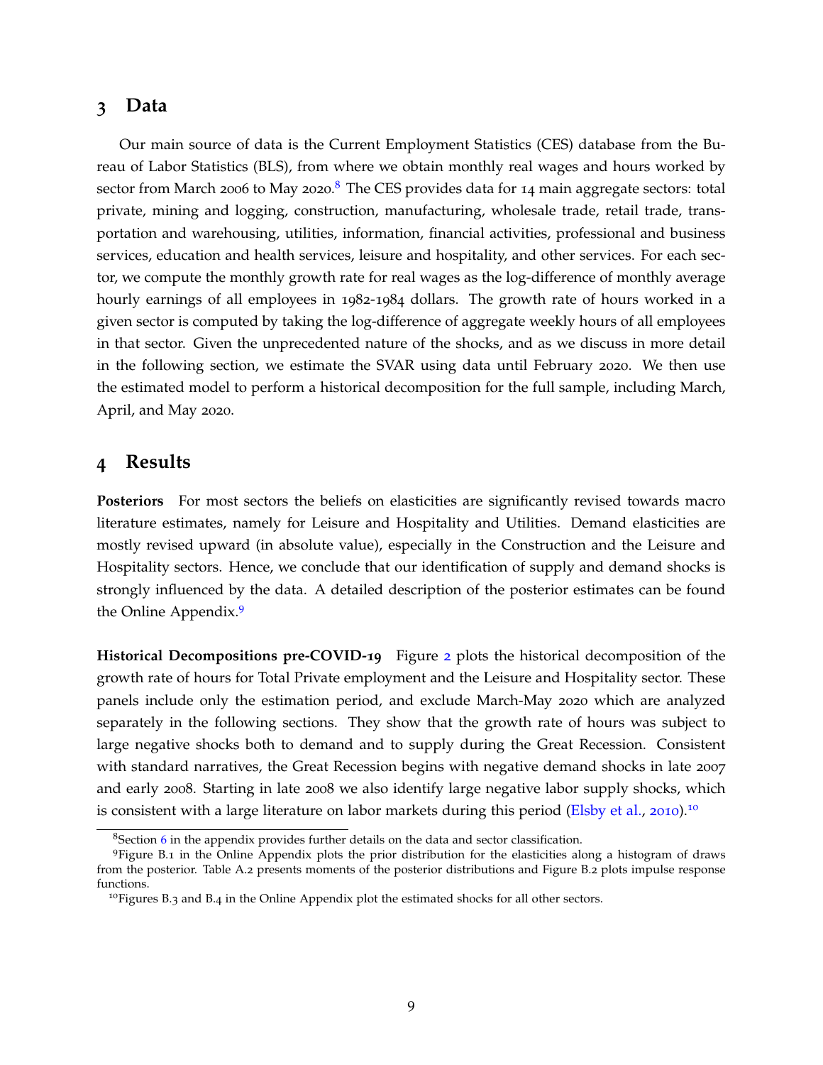## 3 Data

Our main source of data is the Current Employment Statistics (CES) database from the Bureau of Labor Statistics (BLS), from where we obtain monthly real wages and hours worked by sector from March 2006 to May 2020.[8] The CES provides data for 14 main aggregate sectors: total private, mining and logging, construction, manufacturing, wholesale trade, retail trade, transportation and warehousing, utilities, information, financial activities, professional and business services, education and health services, leisure and hospitality, and other services. For each sector, we compute the monthly growth rate for real wages as the log-difference of monthly average hourly earnings of all employees in 1982-1984 dollars. The growth rate of hours worked in a given sector is computed by taking the log-difference of aggregate weekly hours of all employees in that sector. Given the unprecedented nature of the shocks, and as we discuss in more detail in the following section, we estimate the SVAR using data until February 2020. We then use the estimated model to perform a historical decomposition for the full sample, including March, April, and May 2020.

## 4 Results

**Posteriors** For most sectors the beliefs on elasticities are significantly revised towards macro literature estimates, namely for Leisure and Hospitality and Utilities. Demand elasticities are mostly revised upward (in absolute value), especially in the Construction and the Leisure and Hospitality sectors. Hence, we conclude that our identification of supply and demand shocks is strongly influenced by the data. A detailed description of the posterior estimates can be found the Online Appendix.[9]

**Historical Decompositions pre-COVID-19** Figure 2 plots the historical decomposition of the growth rate of hours for Total Private employment and the Leisure and Hospitality sector. These panels include only the estimation period, and exclude March-May 2020 which are analyzed separately in the following sections. They show that the growth rate of hours was subject to large negative shocks both to demand and to supply during the Great Recession. Consistent with standard narratives, the Great Recession begins with negative demand shocks in late 2007 and early 2008. Starting in late 2008 we also identify large negative labor supply shocks, which is consistent with a large literature on labor markets during this period (Elsby et al., 2010).[10]

[8] Section 6 in the appendix provides further details on the data and sector classification.

[9] Figure B.1 in the Online Appendix plots the prior distribution for the elasticities along a histogram of draws from the posterior. Table A.2 presents moments of the posterior distributions and Figure B.2 plots impulse response functions.

[10] Figures B.3 and B.4 in the Online Appendix plot the estimated shocks for all other sectors.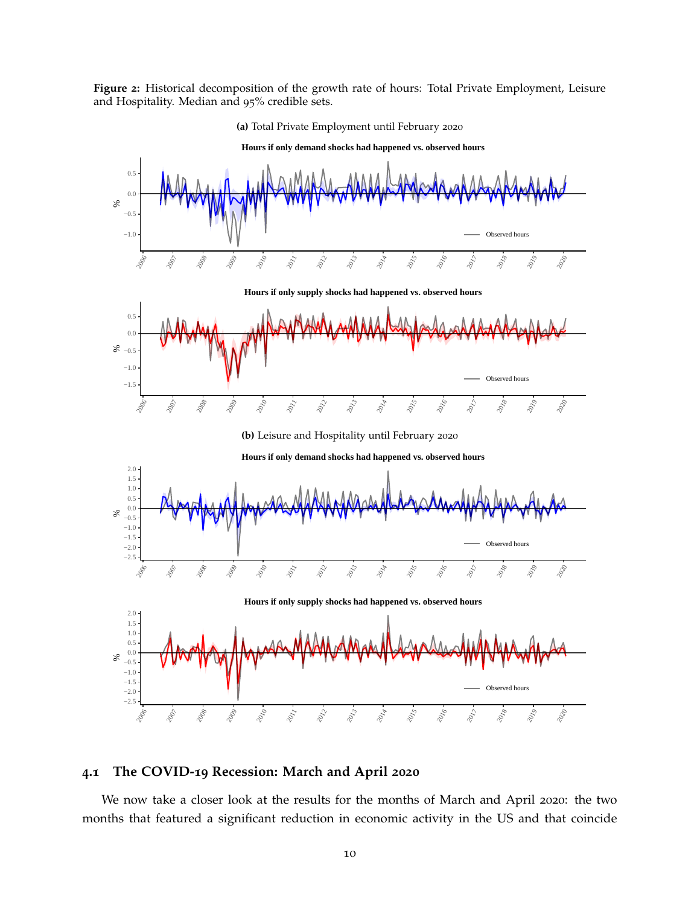**Figure 2:** Historical decomposition of the growth rate of hours: Total Private Employment, Leisure and Hospitality. Median and 95% credible sets.

**(a)** Total Private Employment until February 2020

**(b)** Leisure and Hospitality until February 2020

### 4.1 The COVID-19 Recession: March and April 2020

We now take a closer look at the results for the months of March and April 2020: the two months that featured a significant reduction in economic activity in the US and that coincide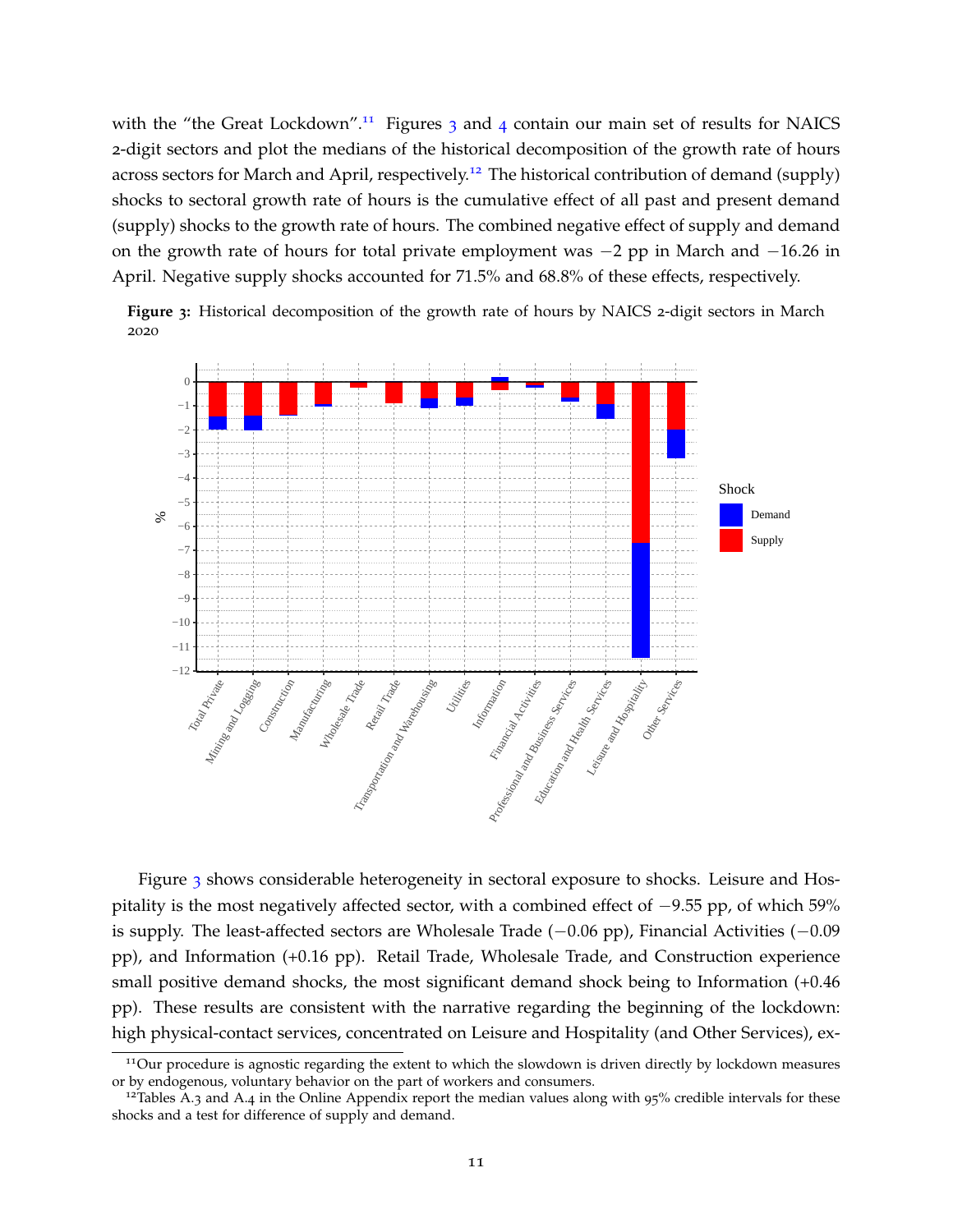with the "the Great Lockdown".[11] Figures 3 and 4 contain our main set of results for NAICS 2-digit sectors and plot the medians of the historical decomposition of the growth rate of hours across sectors for March and April, respectively.[12] The historical contribution of demand (supply) shocks to sectoral growth rate of hours is the cumulative effect of all past and present demand (supply) shocks to the growth rate of hours. The combined negative effect of supply and demand on the growth rate of hours for total private employment was $-2$ pp in March and $-16.26$ in April. Negative supply shocks accounted for 71.5% and 68.8% of these effects, respectively.

**Figure 3:** Historical decomposition of the growth rate of hours by NAICS 2-digit sectors in March 2020

Figure 3 shows considerable heterogeneity in sectoral exposure to shocks. Leisure and Hospitality is the most negatively affected sector, with a combined effect of $-9.55$ pp, of which 59% is supply. The least-affected sectors are Wholesale Trade ($-0.06$ pp), Financial Activities ($-0.09$ pp), and Information (+0.16 pp). Retail Trade, Wholesale Trade, and Construction experience small positive demand shocks, the most significant demand shock being to Information (+0.46 pp). These results are consistent with the narrative regarding the beginning of the lockdown: high physical-contact services, concentrated on Leisure and Hospitality (and Other Services), ex-

[11] Our procedure is agnostic regarding the extent to which the slowdown is driven directly by lockdown measures or by endogenous, voluntary behavior on the part of workers and consumers.

[12] Tables A.3 and A.4 in the Online Appendix report the median values along with 95% credible intervals for these shocks and a test for difference of supply and demand.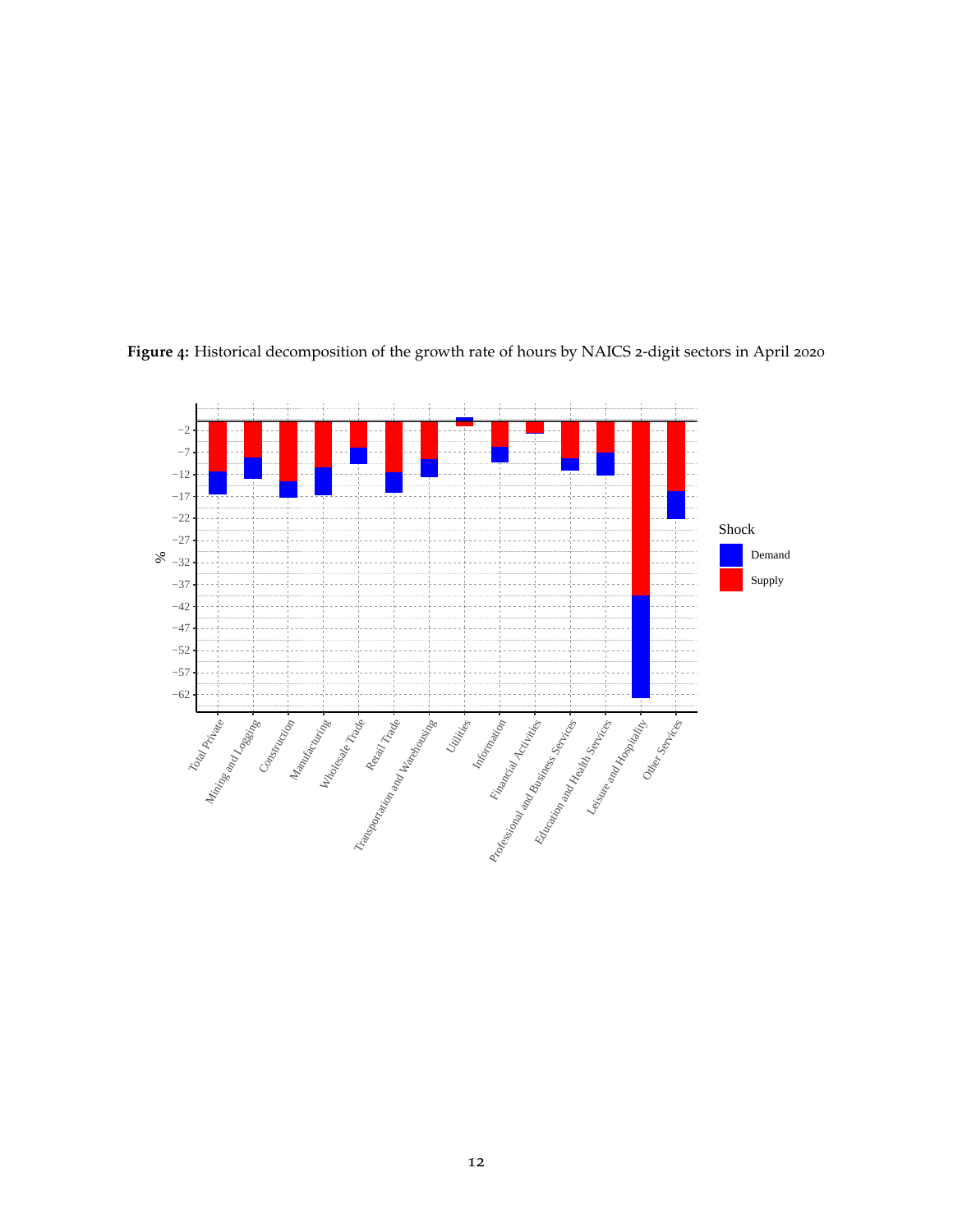**Figure 4:** Historical decomposition of the growth rate of hours by NAICS 2-digit sectors in April 2020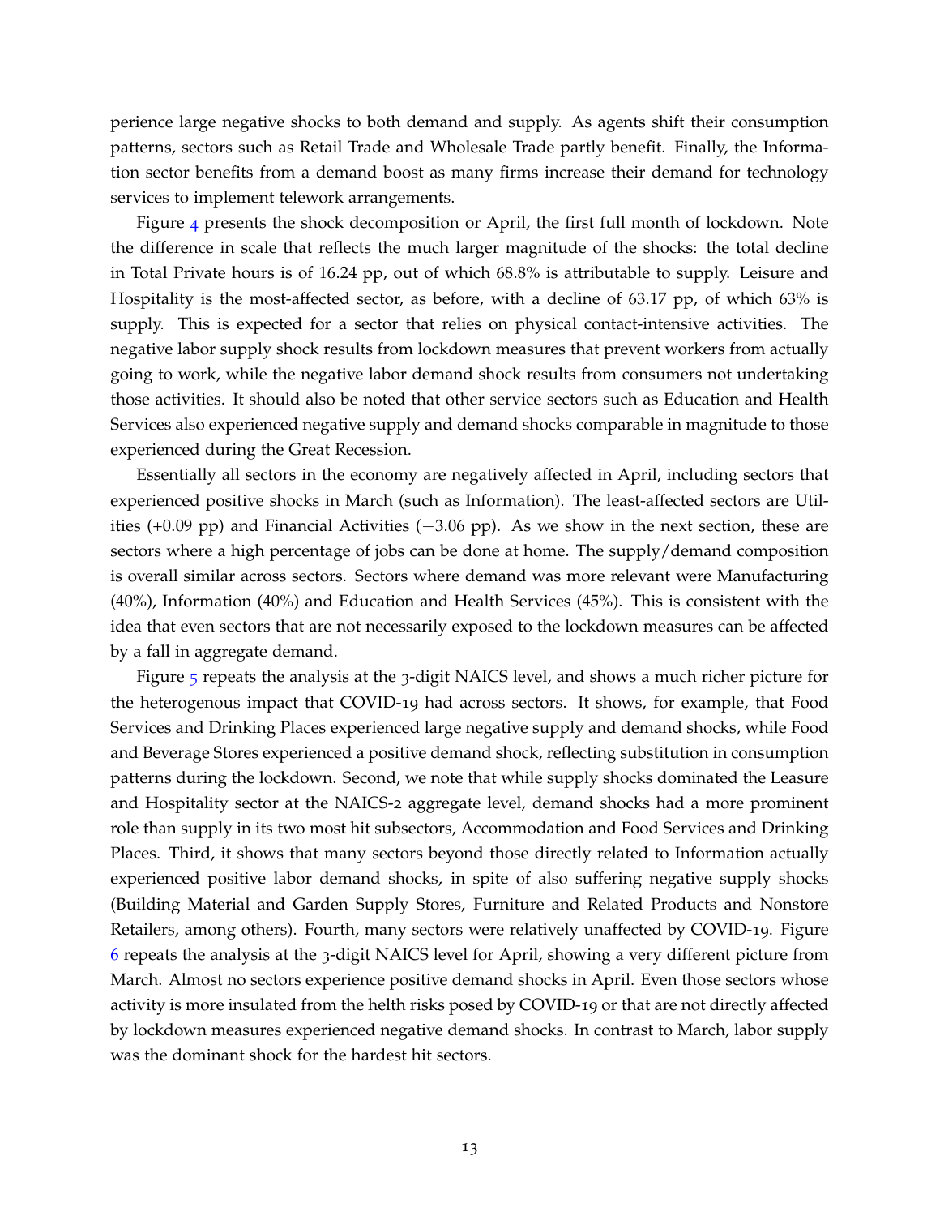perience large negative shocks to both demand and supply. As agents shift their consumption patterns, sectors such as Retail Trade and Wholesale Trade partly benefit. Finally, the Information sector benefits from a demand boost as many firms increase their demand for technology services to implement telework arrangements.

Figure 4 presents the shock decomposition or April, the first full month of lockdown. Note the difference in scale that reflects the much larger magnitude of the shocks: the total decline in Total Private hours is of 16.24 pp, out of which 68.8% is attributable to supply. Leisure and Hospitality is the most-affected sector, as before, with a decline of 63.17 pp, of which 63% is supply. This is expected for a sector that relies on physical contact-intensive activities. The negative labor supply shock results from lockdown measures that prevent workers from actually going to work, while the negative labor demand shock results from consumers not undertaking those activities. It should also be noted that other service sectors such as Education and Health Services also experienced negative supply and demand shocks comparable in magnitude to those experienced during the Great Recession.

Essentially all sectors in the economy are negatively affected in April, including sectors that experienced positive shocks in March (such as Information). The least-affected sectors are Utilities (+0.09 pp) and Financial Activities (−3.06 pp). As we show in the next section, these are sectors where a high percentage of jobs can be done at home. The supply/demand composition is overall similar across sectors. Sectors where demand was more relevant were Manufacturing (40%), Information (40%) and Education and Health Services (45%). This is consistent with the idea that even sectors that are not necessarily exposed to the lockdown measures can be affected by a fall in aggregate demand.

Figure 5 repeats the analysis at the 3-digit NAICS level, and shows a much richer picture for the heterogenous impact that COVID-19 had across sectors. It shows, for example, that Food Services and Drinking Places experienced large negative supply and demand shocks, while Food and Beverage Stores experienced a positive demand shock, reflecting substitution in consumption patterns during the lockdown. Second, we note that while supply shocks dominated the Leasure and Hospitality sector at the NAICS-2 aggregate level, demand shocks had a more prominent role than supply in its two most hit subsectors, Accommodation and Food Services and Drinking Places. Third, it shows that many sectors beyond those directly related to Information actually experienced positive labor demand shocks, in spite of also suffering negative supply shocks (Building Material and Garden Supply Stores, Furniture and Related Products and Nonstore Retailers, among others). Fourth, many sectors were relatively unaffected by COVID-19. Figure 6 repeats the analysis at the 3-digit NAICS level for April, showing a very different picture from March. Almost no sectors experience positive demand shocks in April. Even those sectors whose activity is more insulated from the helth risks posed by COVID-19 or that are not directly affected by lockdown measures experienced negative demand shocks. In contrast to March, labor supply was the dominant shock for the hardest hit sectors.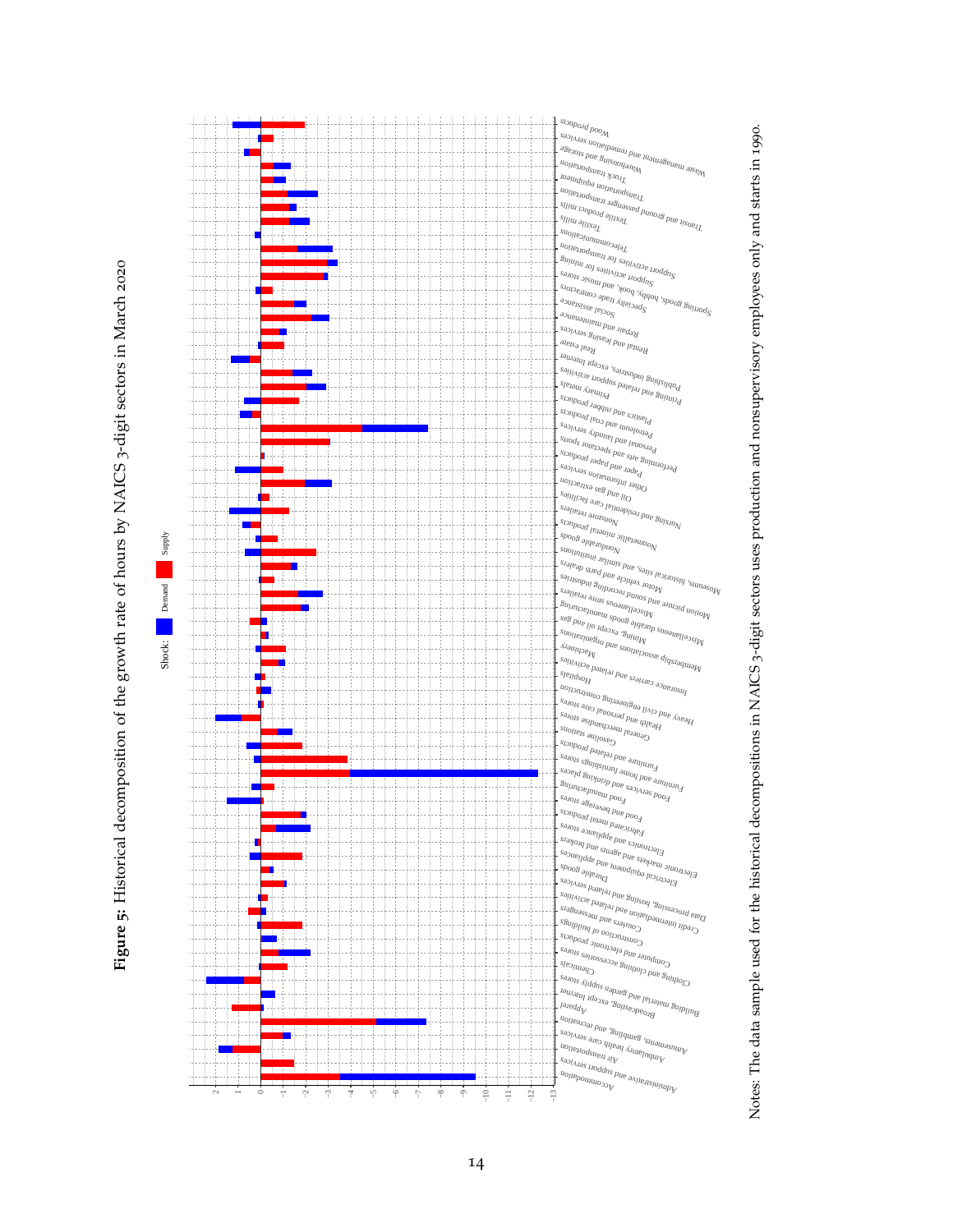**Figure 5:** Historical decomposition of the growth rate of hours by NAICS 3-digit sectors in March 2020

Notes: The data sample used for the historical decompositions in NAICS 3-digit sectors uses production and nonsupervisory employees only and starts in 1990.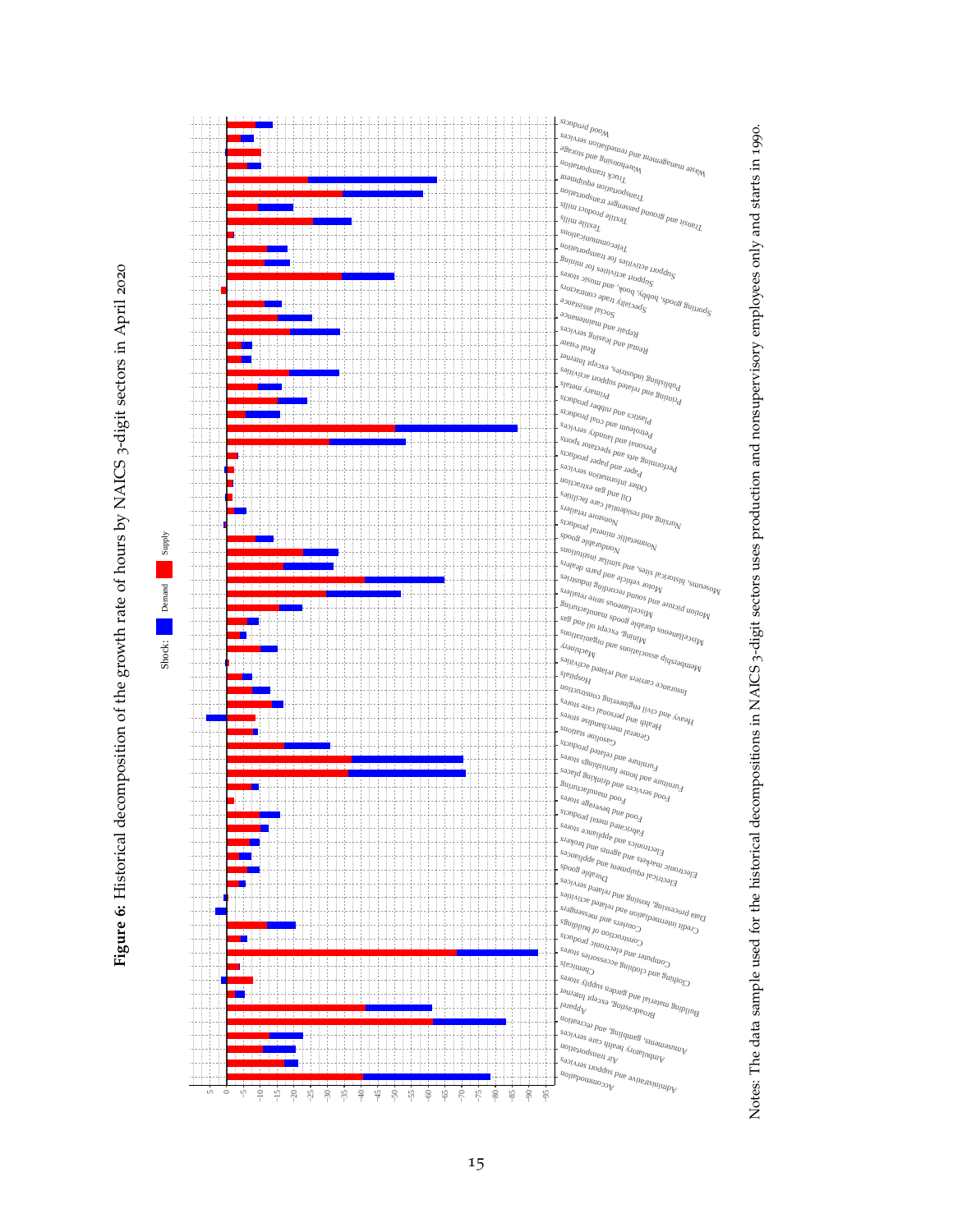**Figure 6:** Historical decomposition of the growth rate of hours by NAICS 3-digit sectors in April 2020

Notes: The data sample used for the historical decompositions in NAICS 3-digit sectors uses production and nonsupervisory employees only and starts in 1990.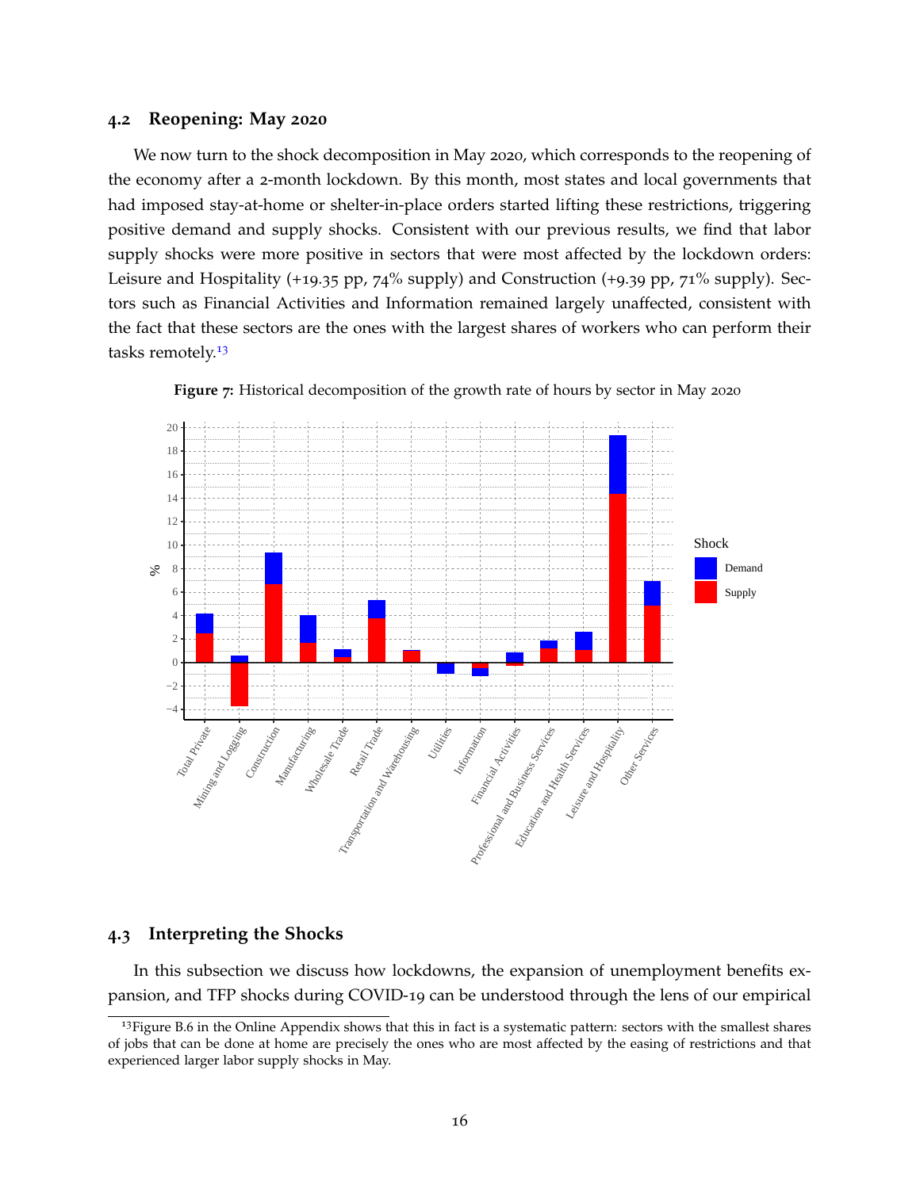### 4.2 Reopening: May 2020

We now turn to the shock decomposition in May 2020, which corresponds to the reopening of the economy after a 2-month lockdown. By this month, most states and local governments that had imposed stay-at-home or shelter-in-place orders started lifting these restrictions, triggering positive demand and supply shocks. Consistent with our previous results, we find that labor supply shocks were more positive in sectors that were most affected by the lockdown orders: Leisure and Hospitality (+19.35 pp, 74% supply) and Construction (+9.39 pp, 71% supply). Sectors such as Financial Activities and Information remained largely unaffected, consistent with the fact that these sectors are the ones with the largest shares of workers who can perform their tasks remotely.[13]

**Figure 7:** Historical decomposition of the growth rate of hours by sector in May 2020

### 4.3 Interpreting the Shocks

In this subsection we discuss how lockdowns, the expansion of unemployment benefits expansion, and TFP shocks during COVID-19 can be understood through the lens of our empirical

[13]Figure B.6 in the Online Appendix shows that this in fact is a systematic pattern: sectors with the smallest shares of jobs that can be done at home are precisely the ones who are most affected by the easing of restrictions and that experienced larger labor supply shocks in May.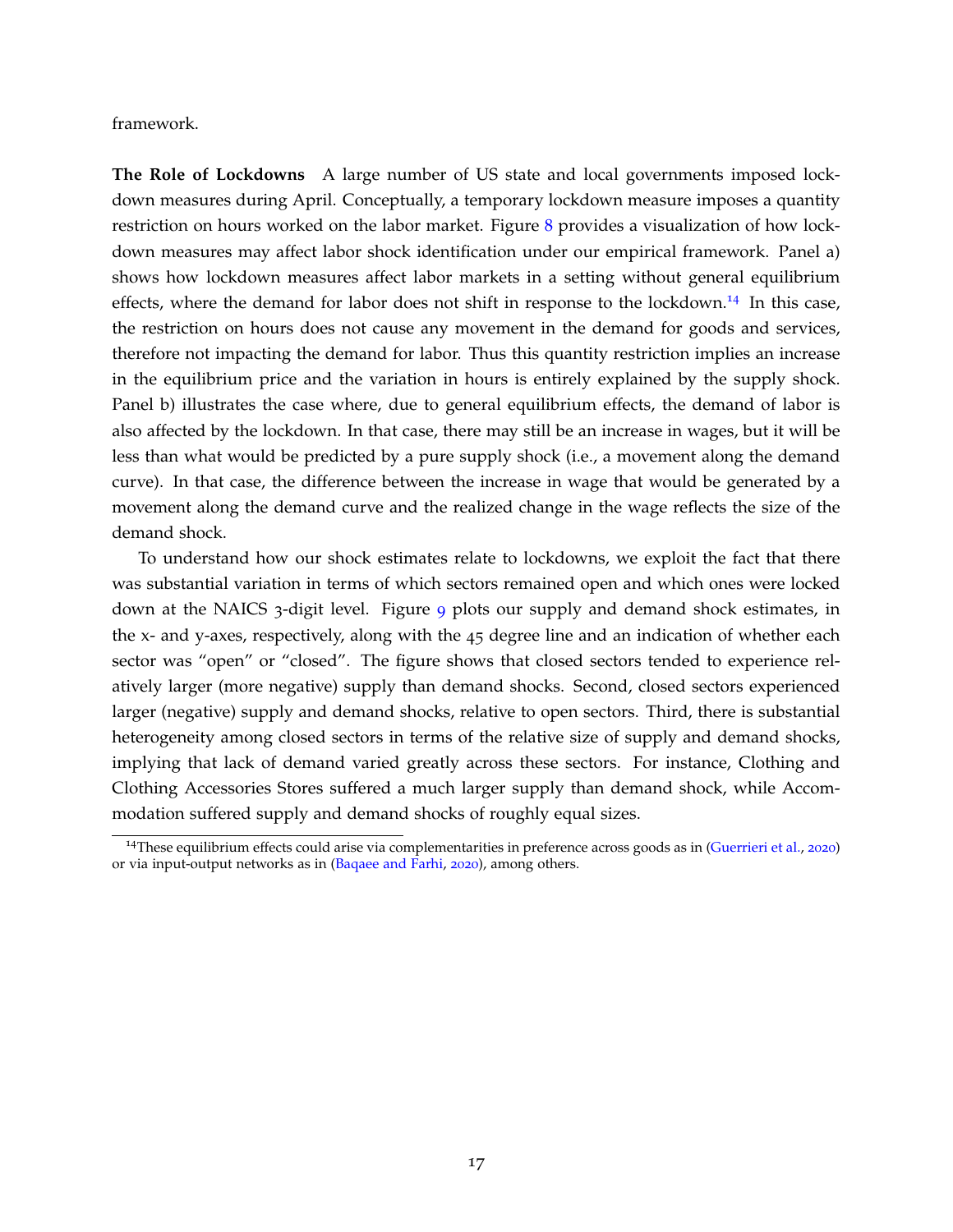framework.

**The Role of Lockdowns** A large number of US state and local governments imposed lockdown measures during April. Conceptually, a temporary lockdown measure imposes a quantity restriction on hours worked on the labor market. Figure 8 provides a visualization of how lockdown measures may affect labor shock identification under our empirical framework. Panel a) shows how lockdown measures affect labor markets in a setting without general equilibrium effects, where the demand for labor does not shift in response to the lockdown.[14] In this case, the restriction on hours does not cause any movement in the demand for goods and services, therefore not impacting the demand for labor. Thus this quantity restriction implies an increase in the equilibrium price and the variation in hours is entirely explained by the supply shock. Panel b) illustrates the case where, due to general equilibrium effects, the demand of labor is also affected by the lockdown. In that case, there may still be an increase in wages, but it will be less than what would be predicted by a pure supply shock (i.e., a movement along the demand curve). In that case, the difference between the increase in wage that would be generated by a movement along the demand curve and the realized change in the wage reflects the size of the demand shock.

To understand how our shock estimates relate to lockdowns, we exploit the fact that there was substantial variation in terms of which sectors remained open and which ones were locked down at the NAICS 3-digit level. Figure 9 plots our supply and demand shock estimates, in the x- and y-axes, respectively, along with the 45 degree line and an indication of whether each sector was "open" or "closed". The figure shows that closed sectors tended to experience relatively larger (more negative) supply than demand shocks. Second, closed sectors experienced larger (negative) supply and demand shocks, relative to open sectors. Third, there is substantial heterogeneity among closed sectors in terms of the relative size of supply and demand shocks, implying that lack of demand varied greatly across these sectors. For instance, Clothing and Clothing Accessories Stores suffered a much larger supply than demand shock, while Accommodation suffered supply and demand shocks of roughly equal sizes.

[14] These equilibrium effects could arise via complementarities in preference across goods as in (Guerrieri et al., 2020) or via input-output networks as in (Baqaee and Farhi, 2020), among others.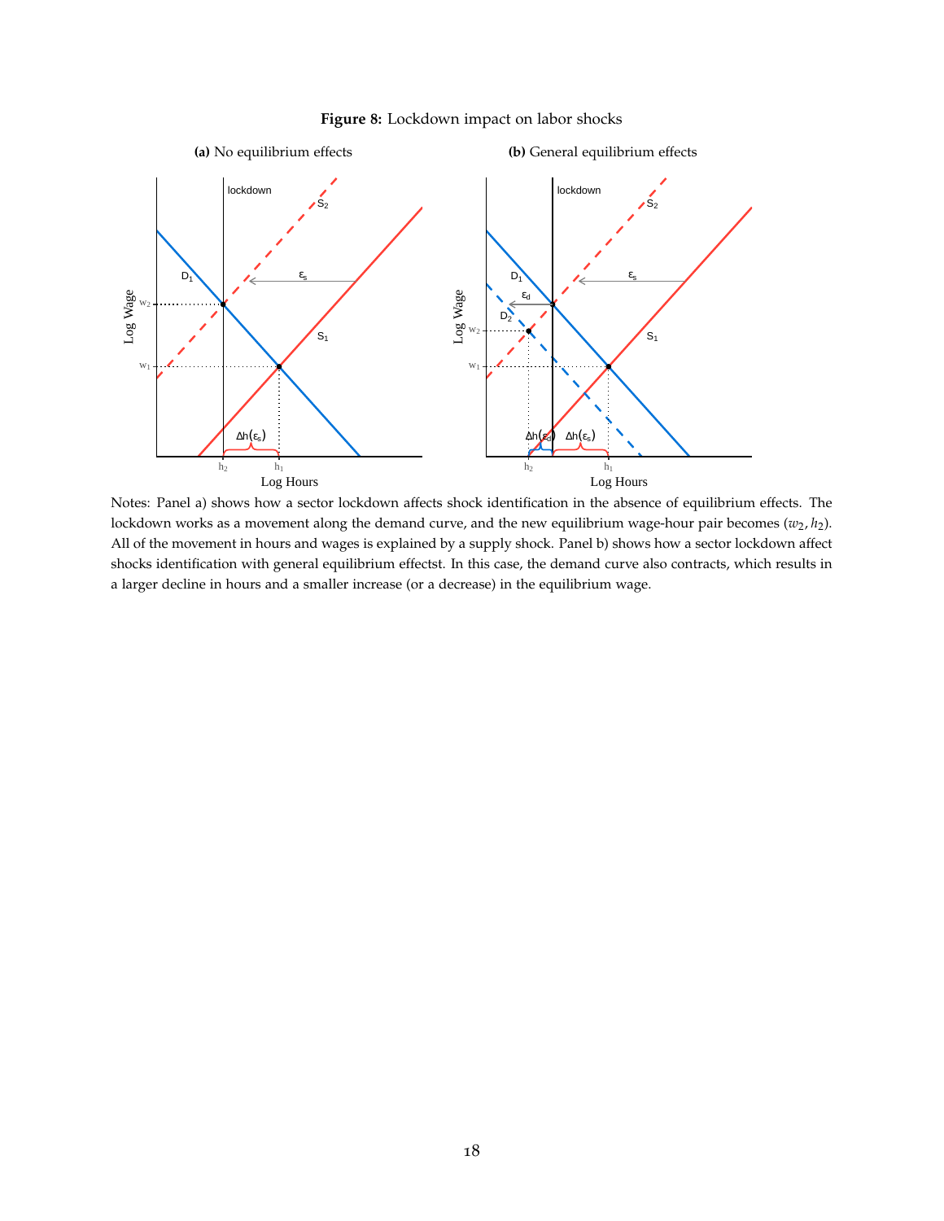**Figure 8:** Lockdown impact on labor shocks

**(a)** No equilibrium effects

**(b)** General equilibrium effects

Notes: Panel a) shows how a sector lockdown affects shock identification in the absence of equilibrium effects. The lockdown works as a movement along the demand curve, and the new equilibrium wage-hour pair becomes $(w_2, h_2)$. All of the movement in hours and wages is explained by a supply shock. Panel b) shows how a sector lockdown affect shocks identification with general equilibrium effectst. In this case, the demand curve also contracts, which results in a larger decline in hours and a smaller increase (or a decrease) in the equilibrium wage.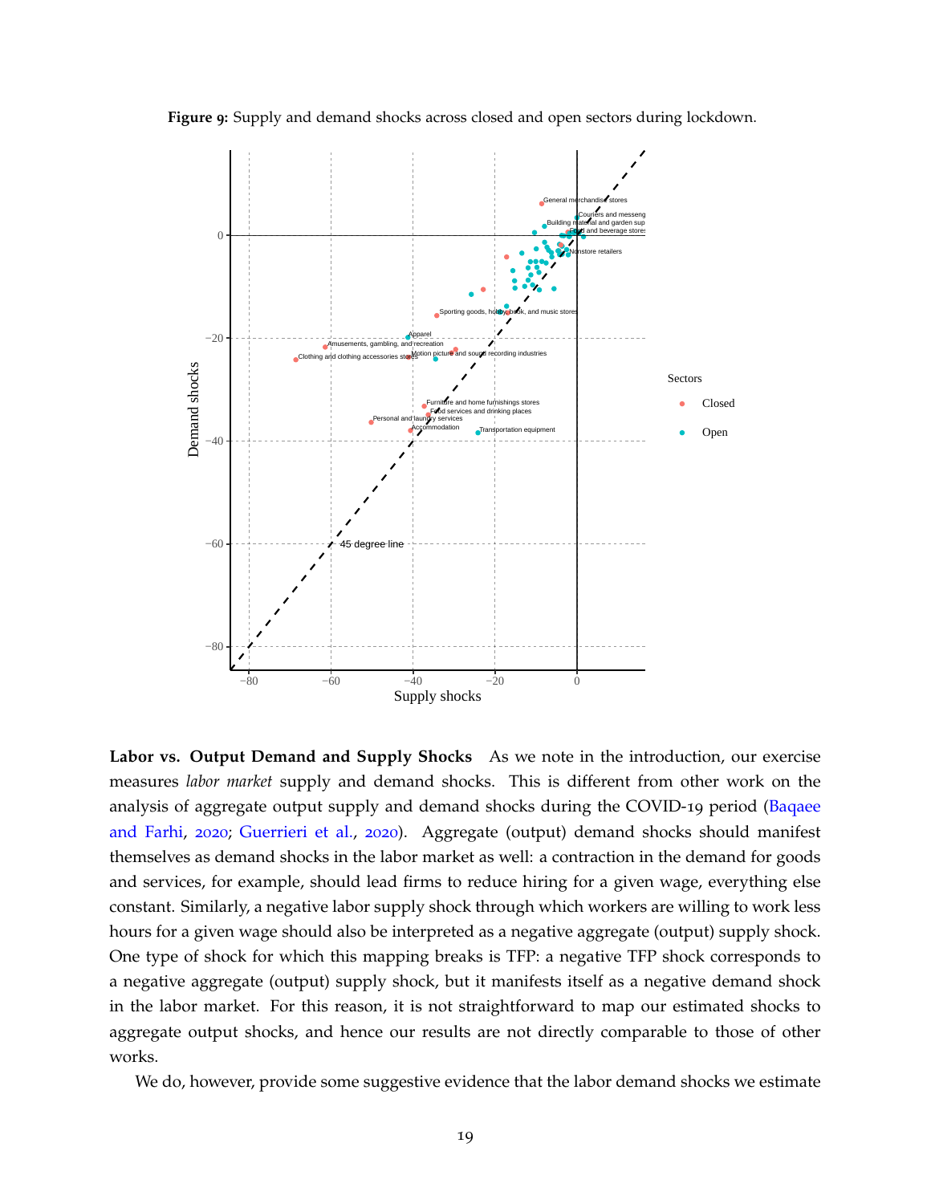**Figure 9:** Supply and demand shocks across closed and open sectors during lockdown.

**Labor vs. Output Demand and Supply Shocks** As we note in the introduction, our exercise measures *labor market* supply and demand shocks. This is different from other work on the analysis of aggregate output supply and demand shocks during the COVID-19 period (Baqaee and Farhi, 2020; Guerrieri et al., 2020). Aggregate (output) demand shocks should manifest themselves as demand shocks in the labor market as well: a contraction in the demand for goods and services, for example, should lead firms to reduce hiring for a given wage, everything else constant. Similarly, a negative labor supply shock through which workers are willing to work less hours for a given wage should also be interpreted as a negative aggregate (output) supply shock. One type of shock for which this mapping breaks is TFP: a negative TFP shock corresponds to a negative aggregate (output) supply shock, but it manifests itself as a negative demand shock in the labor market. For this reason, it is not straightforward to map our estimated shocks to aggregate output shocks, and hence our results are not directly comparable to those of other works.

We do, however, provide some suggestive evidence that the labor demand shocks we estimate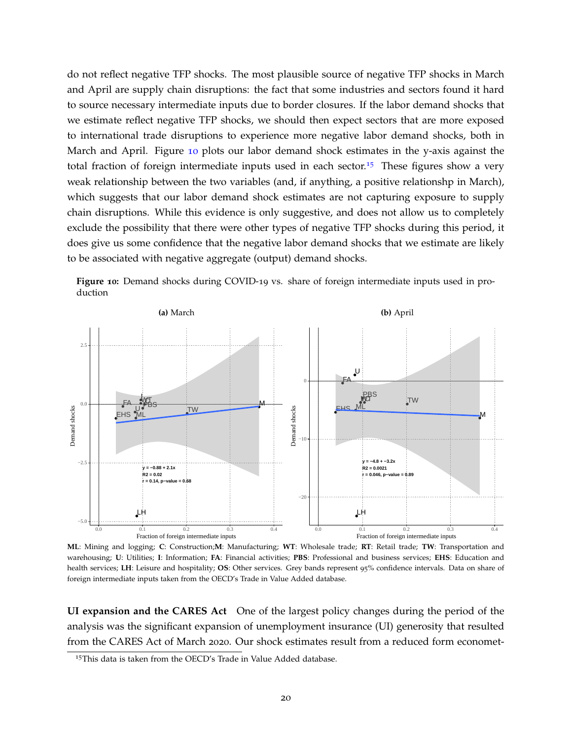do not reflect negative TFP shocks. The most plausible source of negative TFP shocks in March and April are supply chain disruptions: the fact that some industries and sectors found it hard to source necessary intermediate inputs due to border closures. If the labor demand shocks that we estimate reflect negative TFP shocks, we should then expect sectors that are more exposed to international trade disruptions to experience more negative labor demand shocks, both in March and April. Figure 10 plots our labor demand shock estimates in the y-axis against the total fraction of foreign intermediate inputs used in each sector.[15] These figures show a very weak relationship between the two variables (and, if anything, a positive relationshp in March), which suggests that our labor demand shock estimates are not capturing exposure to supply chain disruptions. While this evidence is only suggestive, and does not allow us to completely exclude the possibility that there were other types of negative TFP shocks during this period, it does give us some confidence that the negative labor demand shocks that we estimate are likely to be associated with negative aggregate (output) demand shocks.

**Figure 10:** Demand shocks during COVID-19 vs. share of foreign intermediate inputs used in production

**(a)** March

**(b)** April

**ML**: Mining and logging; **C**: Construction;**M**: Manufacturing; **WT**: Wholesale trade; **RT**: Retail trade; **TW**: Transportation and warehousing; **U**: Utilities; **I**: Information; **FA**: Financial activities; **PBS**: Professional and business services; **EHS**: Education and health services; **LH**: Leisure and hospitality; **OS**: Other services. Grey bands represent 95% confidence intervals. Data on share of foreign intermediate inputs taken from the OECD's Trade in Value Added database.

**UI expansion and the CARES Act** One of the largest policy changes during the period of the analysis was the significant expansion of unemployment insurance (UI) generosity that resulted from the CARES Act of March 2020. Our shock estimates result from a reduced form economet-

[15] This data is taken from the OECD's Trade in Value Added database.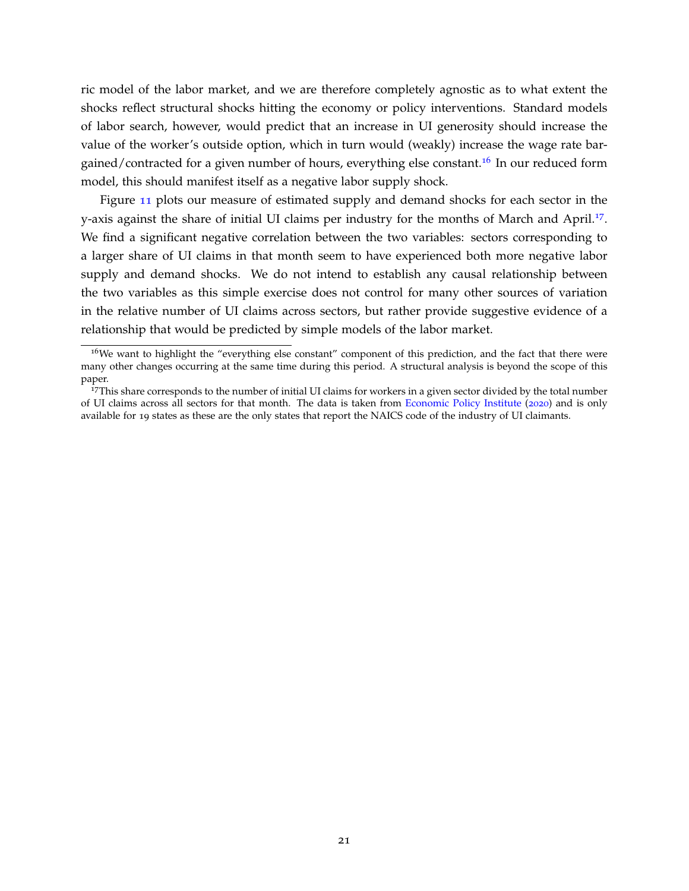ric model of the labor market, and we are therefore completely agnostic as to what extent the shocks reflect structural shocks hitting the economy or policy interventions. Standard models of labor search, however, would predict that an increase in UI generosity should increase the value of the worker's outside option, which in turn would (weakly) increase the wage rate bargained/contracted for a given number of hours, everything else constant.[16] In our reduced form model, this should manifest itself as a negative labor supply shock.

Figure 11 plots our measure of estimated supply and demand shocks for each sector in the y-axis against the share of initial UI claims per industry for the months of March and April.[17]. We find a significant negative correlation between the two variables: sectors corresponding to a larger share of UI claims in that month seem to have experienced both more negative labor supply and demand shocks. We do not intend to establish any causal relationship between the two variables as this simple exercise does not control for many other sources of variation in the relative number of UI claims across sectors, but rather provide suggestive evidence of a relationship that would be predicted by simple models of the labor market.

[16] We want to highlight the "everything else constant" component of this prediction, and the fact that there were many other changes occurring at the same time during this period. A structural analysis is beyond the scope of this paper.

[17] This share corresponds to the number of initial UI claims for workers in a given sector divided by the total number of UI claims across all sectors for that month. The data is taken from Economic Policy Institute (2020) and is only available for 19 states as these are the only states that report the NAICS code of the industry of UI claimants.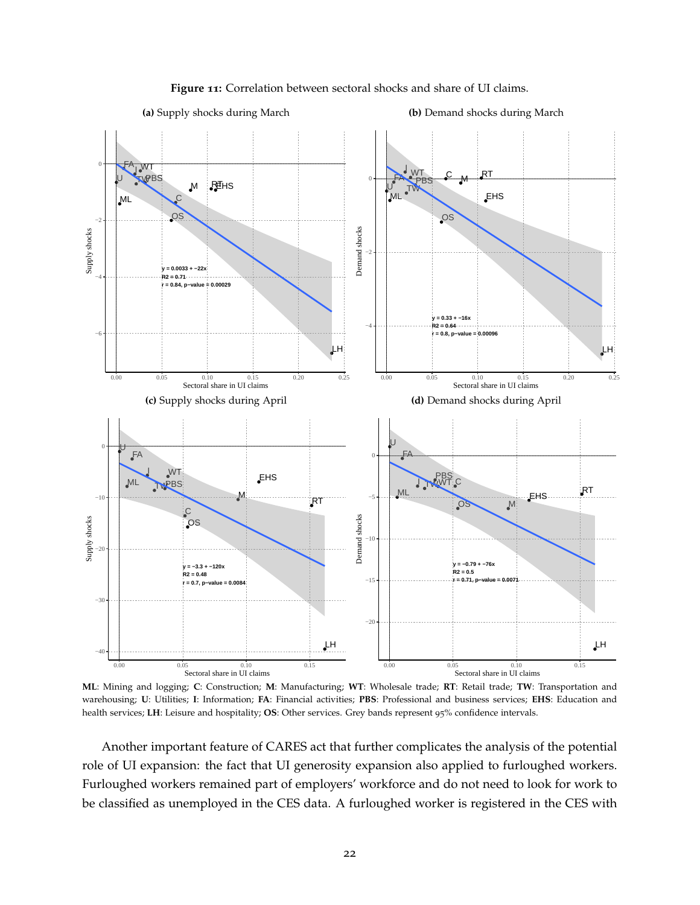**Figure 11:** Correlation between sectoral shocks and share of UI claims.

**(a)** Supply shocks during March

**(b)** Demand shocks during March

**(c)** Supply shocks during April

**(d)** Demand shocks during April

**ML**: Mining and logging; **C**: Construction; **M**: Manufacturing; **WT**: Wholesale trade; **RT**: Retail trade; **TW**: Transportation and warehousing; **U**: Utilities; **I**: Information; **FA**: Financial activities; **PBS**: Professional and business services; **EHS**: Education and health services; **LH**: Leisure and hospitality; **OS**: Other services. Grey bands represent 95% confidence intervals.

Another important feature of CARES act that further complicates the analysis of the potential role of UI expansion: the fact that UI generosity expansion also applied to furloughed workers. Furloughed workers remained part of employers' workforce and do not need to look for work to be classified as unemployed in the CES data. A furloughed worker is registered in the CES with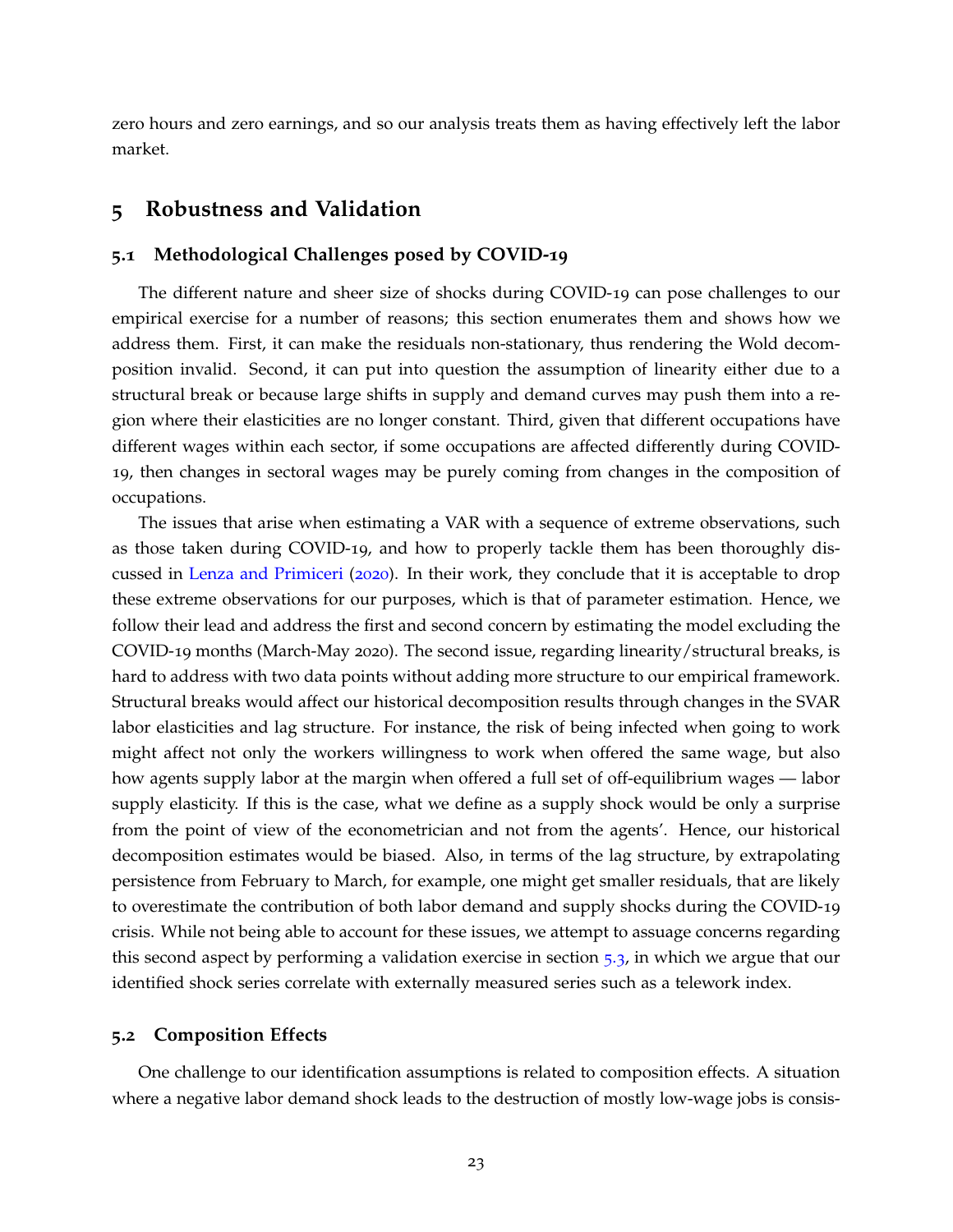zero hours and zero earnings, and so our analysis treats them as having effectively left the labor market.

## 5 Robustness and Validation

### 5.1 Methodological Challenges posed by COVID-19

The different nature and sheer size of shocks during COVID-19 can pose challenges to our empirical exercise for a number of reasons; this section enumerates them and shows how we address them. First, it can make the residuals non-stationary, thus rendering the Wold decomposition invalid. Second, it can put into question the assumption of linearity either due to a structural break or because large shifts in supply and demand curves may push them into a region where their elasticities are no longer constant. Third, given that different occupations have different wages within each sector, if some occupations are affected differently during COVID-19, then changes in sectoral wages may be purely coming from changes in the composition of occupations.

The issues that arise when estimating a VAR with a sequence of extreme observations, such as those taken during COVID-19, and how to properly tackle them has been thoroughly discussed in Lenza and Primiceri (2020). In their work, they conclude that it is acceptable to drop these extreme observations for our purposes, which is that of parameter estimation. Hence, we follow their lead and address the first and second concern by estimating the model excluding the COVID-19 months (March-May 2020). The second issue, regarding linearity/structural breaks, is hard to address with two data points without adding more structure to our empirical framework. Structural breaks would affect our historical decomposition results through changes in the SVAR labor elasticities and lag structure. For instance, the risk of being infected when going to work might affect not only the workers willingness to work when offered the same wage, but also how agents supply labor at the margin when offered a full set of off-equilibrium wages — labor supply elasticity. If this is the case, what we define as a supply shock would be only a surprise from the point of view of the econometrician and not from the agents'. Hence, our historical decomposition estimates would be biased. Also, in terms of the lag structure, by extrapolating persistence from February to March, for example, one might get smaller residuals, that are likely to overestimate the contribution of both labor demand and supply shocks during the COVID-19 crisis. While not being able to account for these issues, we attempt to assuage concerns regarding this second aspect by performing a validation exercise in section 5.3, in which we argue that our identified shock series correlate with externally measured series such as a telework index.

### 5.2 Composition Effects

One challenge to our identification assumptions is related to composition effects. A situation where a negative labor demand shock leads to the destruction of mostly low-wage jobs is consis-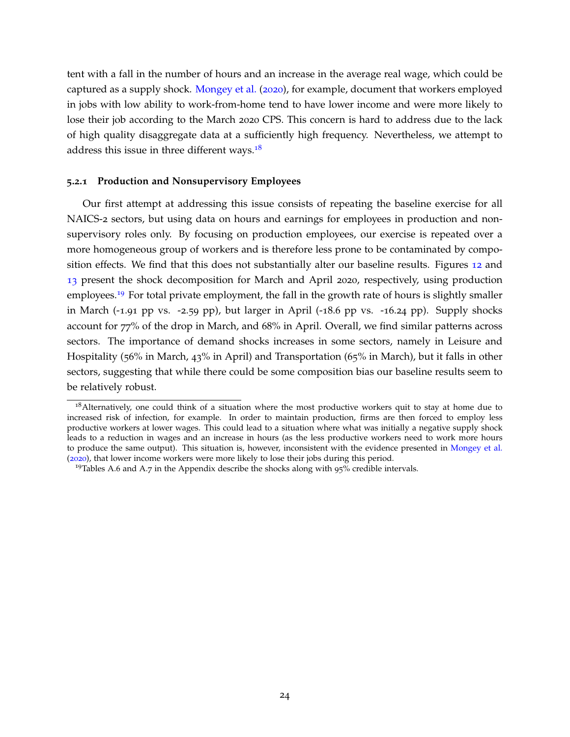tent with a fall in the number of hours and an increase in the average real wage, which could be captured as a supply shock. Mongey et al. (2020), for example, document that workers employed in jobs with low ability to work-from-home tend to have lower income and were more likely to lose their job according to the March 2020 CPS. This concern is hard to address due to the lack of high quality disaggregate data at a sufficiently high frequency. Nevertheless, we attempt to address this issue in three different ways.[18]

#### 5.2.1 Production and Nonsupervisory Employees

Our first attempt at addressing this issue consists of repeating the baseline exercise for all NAICS-2 sectors, but using data on hours and earnings for employees in production and nonsupervisory roles only. By focusing on production employees, our exercise is repeated over a more homogeneous group of workers and is therefore less prone to be contaminated by composition effects. We find that this does not substantially alter our baseline results. Figures 12 and 13 present the shock decomposition for March and April 2020, respectively, using production employees.[19] For total private employment, the fall in the growth rate of hours is slightly smaller in March (-1.91 pp vs. -2.59 pp), but larger in April (-18.6 pp vs. -16.24 pp). Supply shocks account for 77% of the drop in March, and 68% in April. Overall, we find similar patterns across sectors. The importance of demand shocks increases in some sectors, namely in Leisure and Hospitality (56% in March, 43% in April) and Transportation (65% in March), but it falls in other sectors, suggesting that while there could be some composition bias our baseline results seem to be relatively robust.

---

[18] Alternatively, one could think of a situation where the most productive workers quit to stay at home due to increased risk of infection, for example. In order to maintain production, firms are then forced to employ less productive workers at lower wages. This could lead to a situation where what was initially a negative supply shock leads to a reduction in wages and an increase in hours (as the less productive workers need to work more hours to produce the same output). This situation is, however, inconsistent with the evidence presented in Mongey et al. (2020), that lower income workers were more likely to lose their jobs during this period.

[19] Tables A.6 and A.7 in the Appendix describe the shocks along with 95% credible intervals.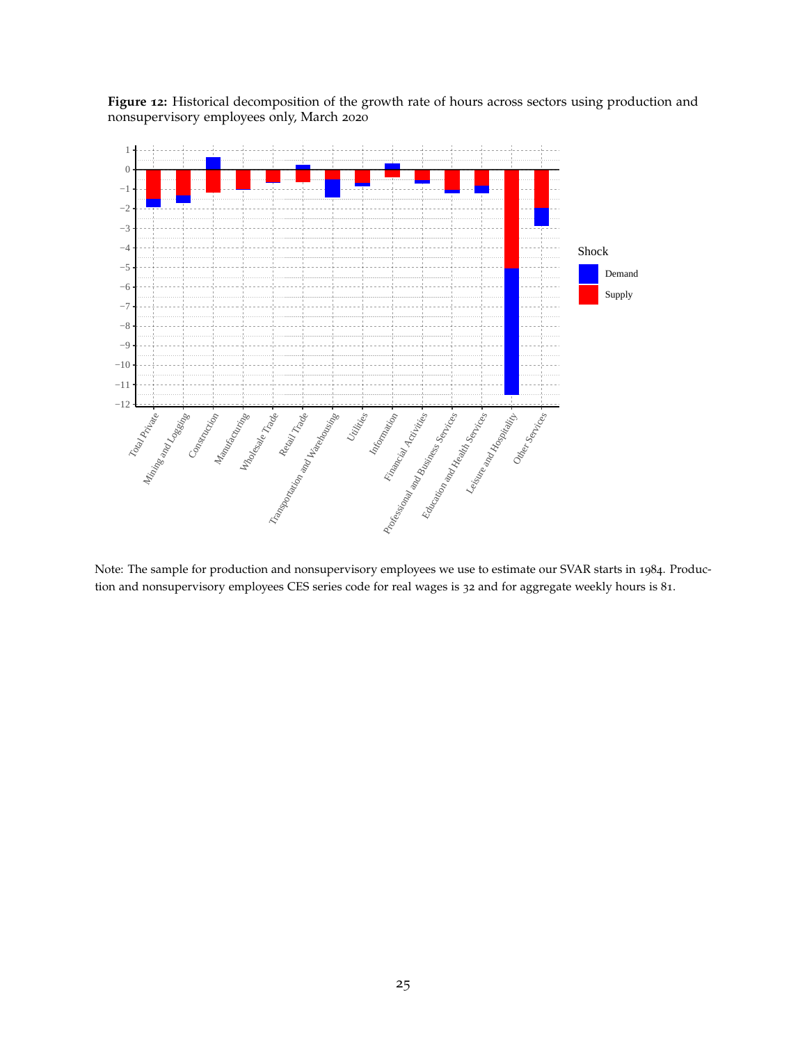**Figure 12:** Historical decomposition of the growth rate of hours across sectors using production and nonsupervisory employees only, March 2020

Note: The sample for production and nonsupervisory employees we use to estimate our SVAR starts in 1984. Production and nonsupervisory employees CES series code for real wages is 32 and for aggregate weekly hours is 81.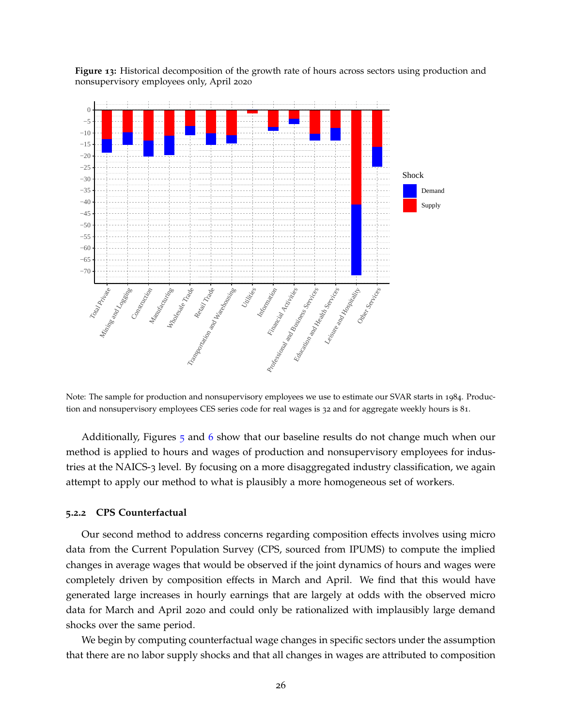**Figure 13:** Historical decomposition of the growth rate of hours across sectors using production and nonsupervisory employees only, April 2020

Note: The sample for production and nonsupervisory employees we use to estimate our SVAR starts in 1984. Production and nonsupervisory employees CES series code for real wages is 32 and for aggregate weekly hours is 81.

Additionally, Figures 5 and 6 show that our baseline results do not change much when our method is applied to hours and wages of production and nonsupervisory employees for industries at the NAICS-3 level. By focusing on a more disaggregated industry classification, we again attempt to apply our method to what is plausibly a more homogeneous set of workers.

### 5.2.2 CPS Counterfactual

Our second method to address concerns regarding composition effects involves using micro data from the Current Population Survey (CPS, sourced from IPUMS) to compute the implied changes in average wages that would be observed if the joint dynamics of hours and wages were completely driven by composition effects in March and April. We find that this would have generated large increases in hourly earnings that are largely at odds with the observed micro data for March and April 2020 and could only be rationalized with implausibly large demand shocks over the same period.

We begin by computing counterfactual wage changes in specific sectors under the assumption that there are no labor supply shocks and that all changes in wages are attributed to composition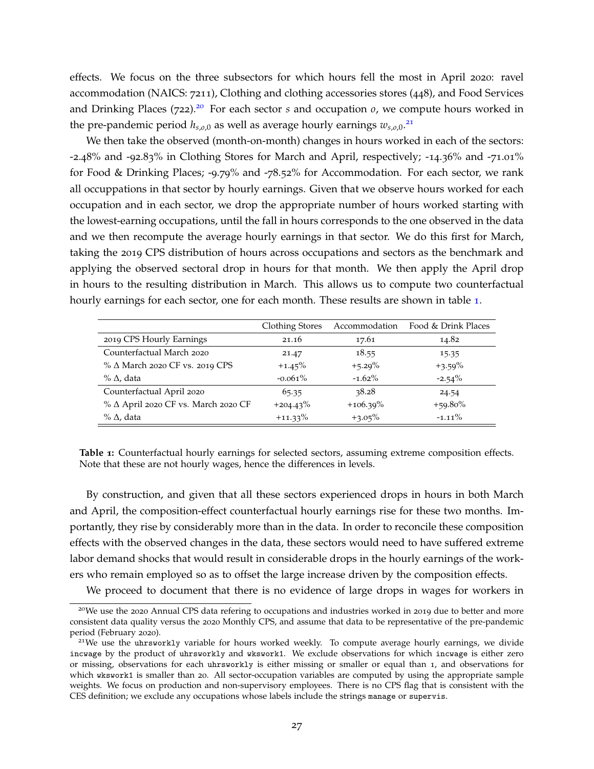effects. We focus on the three subsectors for which hours fell the most in April 2020: ravel accommodation (NAICS: 7211), Clothing and clothing accessories stores (448), and Food Services and Drinking Places (722).[20] For each sector $s$ and occupation $o$, we compute hours worked in the pre-pandemic period $h_{s,o,0}$ as well as average hourly earnings $w_{s,o,0}$.[21]

We then take the observed (month-on-month) changes in hours worked in each of the sectors: -2.48% and -92.83% in Clothing Stores for March and April, respectively; -14.36% and -71.01% for Food & Drinking Places; -9.79% and -78.52% for Accommodation. For each sector, we rank all occuppations in that sector by hourly earnings. Given that we observe hours worked for each occupation and in each sector, we drop the appropriate number of hours worked starting with the lowest-earning occupations, until the fall in hours corresponds to the one observed in the data and we then recompute the average hourly earnings in that sector. We do this first for March, taking the 2019 CPS distribution of hours across occupations and sectors as the benchmark and applying the observed sectoral drop in hours for that month. We then apply the April drop in hours to the resulting distribution in March. This allows us to compute two counterfactual hourly earnings for each sector, one for each month. These results are shown in table 1.

| | Clothing Stores | Accommodation | Food & Drink Places |
|---|---|---|---|
| 2019 CPS Hourly Earnings | 21.16 | 17.61 | 14.82 |
| Counterfactual March 2020 | 21.47 | 18.55 | 15.35 |
| % $\Delta$ March 2020 CF vs. 2019 CPS | +1.45% | +5.29% | +3.59% |
| % $\Delta$, data | -0.061% | -1.62% | -2.54% |
| Counterfactual April 2020 | 65.35 | 38.28 | 24.54 |
| % $\Delta$ April 2020 CF vs. March 2020 CF | +204.43% | +106.39% | +59.80% |
| % $\Delta$, data | +11.33% | +3.05% | -1.11% |

**Table 1:** Counterfactual hourly earnings for selected sectors, assuming extreme composition effects. Note that these are not hourly wages, hence the differences in levels.

By construction, and given that all these sectors experienced drops in hours in both March and April, the composition-effect counterfactual hourly earnings rise for these two months. Importantly, they rise by considerably more than in the data. In order to reconcile these composition effects with the observed changes in the data, these sectors would need to have suffered extreme labor demand shocks that would result in considerable drops in the hourly earnings of the workers who remain employed so as to offset the large increase driven by the composition effects.

We proceed to document that there is no evidence of large drops in wages for workers in

[20] We use the 2020 Annual CPS data refering to occupations and industries worked in 2019 due to better and more consistent data quality versus the 2020 Monthly CPS, and assume that data to be representative of the pre-pandemic period (February 2020).

[21] We use the `uhrsworkly` variable for hours worked weekly. To compute average hourly earnings, we divide `incwage` by the product of `uhrsworkly` and `wkswork1`. We exclude observations for which `incwage` is either zero or missing, observations for each `uhrsworkly` is either missing or smaller or equal than 1, and observations for which `wkswork1` is smaller than 20. All sector-occupation variables are computed by using the appropriate sample weights. We focus on production and non-supervisory employees. There is no CPS flag that is consistent with the CES definition; we exclude any occupations whose labels include the strings `manage` or `supervis`.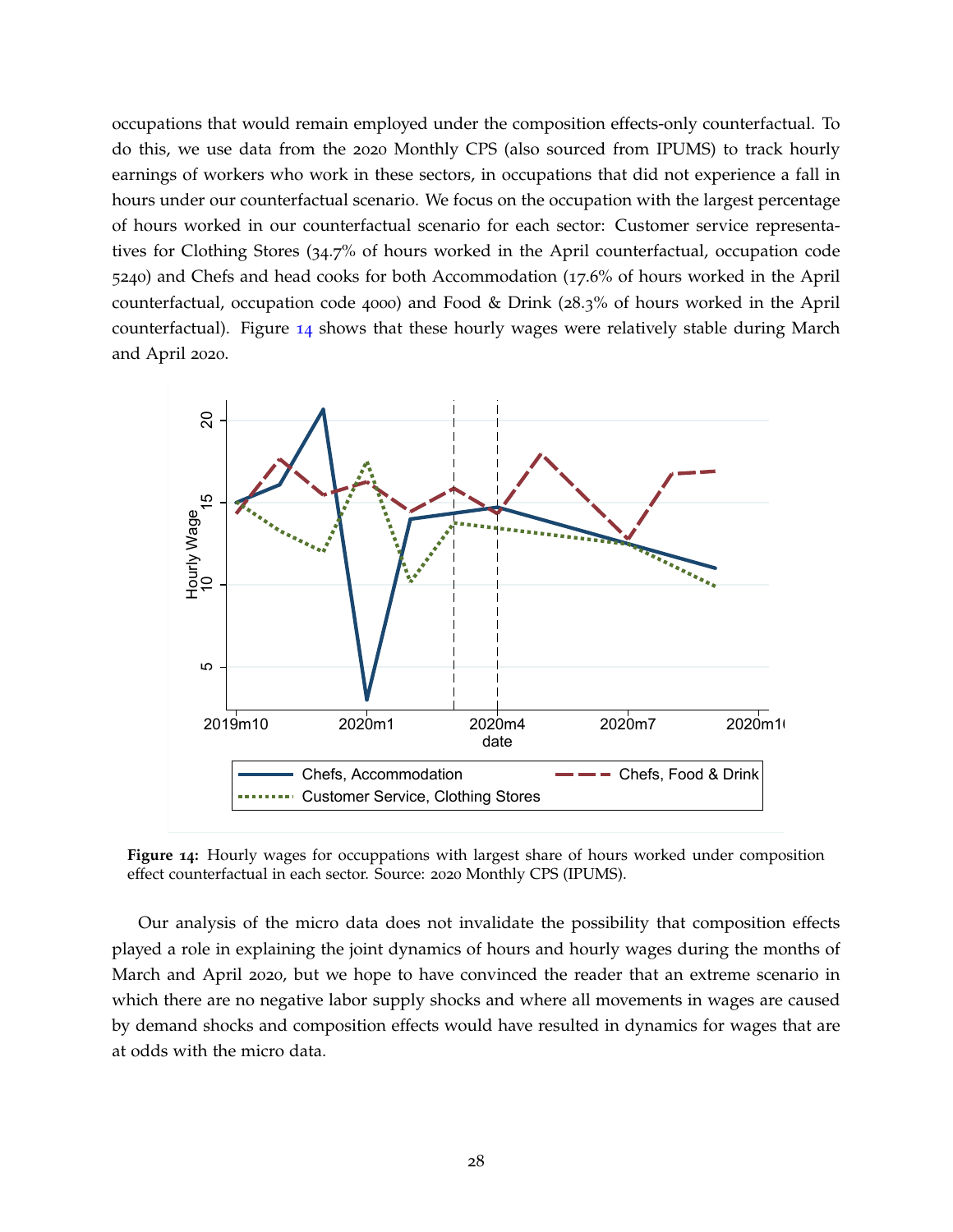occupations that would remain employed under the composition effects-only counterfactual. To do this, we use data from the 2020 Monthly CPS (also sourced from IPUMS) to track hourly earnings of workers who work in these sectors, in occupations that did not experience a fall in hours under our counterfactual scenario. We focus on the occupation with the largest percentage of hours worked in our counterfactual scenario for each sector: Customer service representatives for Clothing Stores (34.7% of hours worked in the April counterfactual, occupation code 5240) and Chefs and head cooks for both Accommodation (17.6% of hours worked in the April counterfactual, occupation code 4000) and Food & Drink (28.3% of hours worked in the April counterfactual). Figure 14 shows that these hourly wages were relatively stable during March and April 2020.

**Figure 14:** Hourly wages for occuppations with largest share of hours worked under composition effect counterfactual in each sector. Source: 2020 Monthly CPS (IPUMS).

Our analysis of the micro data does not invalidate the possibility that composition effects played a role in explaining the joint dynamics of hours and hourly wages during the months of March and April 2020, but we hope to have convinced the reader that an extreme scenario in which there are no negative labor supply shocks and where all movements in wages are caused by demand shocks and composition effects would have resulted in dynamics for wages that are at odds with the micro data.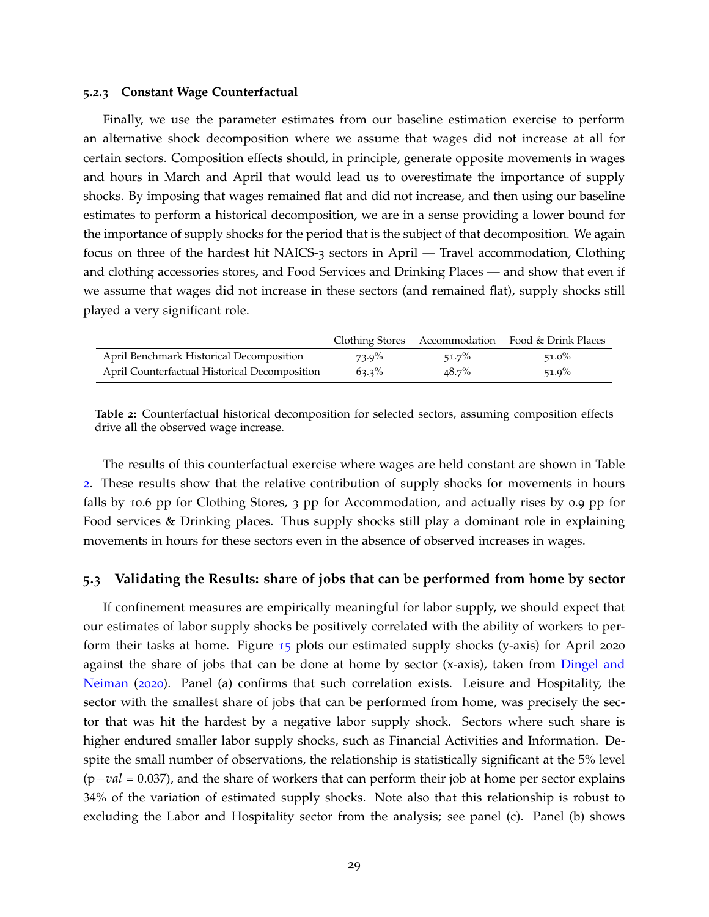#### 5.2.3 Constant Wage Counterfactual

Finally, we use the parameter estimates from our baseline estimation exercise to perform an alternative shock decomposition where we assume that wages did not increase at all for certain sectors. Composition effects should, in principle, generate opposite movements in wages and hours in March and April that would lead us to overestimate the importance of supply shocks. By imposing that wages remained flat and did not increase, and then using our baseline estimates to perform a historical decomposition, we are in a sense providing a lower bound for the importance of supply shocks for the period that is the subject of that decomposition. We again focus on three of the hardest hit NAICS-3 sectors in April — Travel accommodation, Clothing and clothing accessories stores, and Food Services and Drinking Places — and show that even if we assume that wages did not increase in these sectors (and remained flat), supply shocks still played a very significant role.

| | Clothing Stores | Accommodation | Food & Drink Places |
|---|---|---|---|
| April Benchmark Historical Decomposition | 73.9% | 51.7% | 51.0% |
| April Counterfactual Historical Decomposition | 63.3% | 48.7% | 51.9% |

**Table 2:** Counterfactual historical decomposition for selected sectors, assuming composition effects drive all the observed wage increase.

The results of this counterfactual exercise where wages are held constant are shown in Table 2. These results show that the relative contribution of supply shocks for movements in hours falls by 10.6 pp for Clothing Stores, 3 pp for Accommodation, and actually rises by 0.9 pp for Food services & Drinking places. Thus supply shocks still play a dominant role in explaining movements in hours for these sectors even in the absence of observed increases in wages.

### 5.3 Validating the Results: share of jobs that can be performed from home by sector

If confinement measures are empirically meaningful for labor supply, we should expect that our estimates of labor supply shocks be positively correlated with the ability of workers to perform their tasks at home. Figure 15 plots our estimated supply shocks (y-axis) for April 2020 against the share of jobs that can be done at home by sector (x-axis), taken from Dingel and Neiman (2020). Panel (a) confirms that such correlation exists. Leisure and Hospitality, the sector with the smallest share of jobs that can be performed from home, was precisely the sector that was hit the hardest by a negative labor supply shock. Sectors where such share is higher endured smaller labor supply shocks, such as Financial Activities and Information. Despite the small number of observations, the relationship is statistically significant at the 5% level ($p-val = 0.037$), and the share of workers that can perform their job at home per sector explains 34% of the variation of estimated supply shocks. Note also that this relationship is robust to excluding the Labor and Hospitality sector from the analysis; see panel (c). Panel (b) shows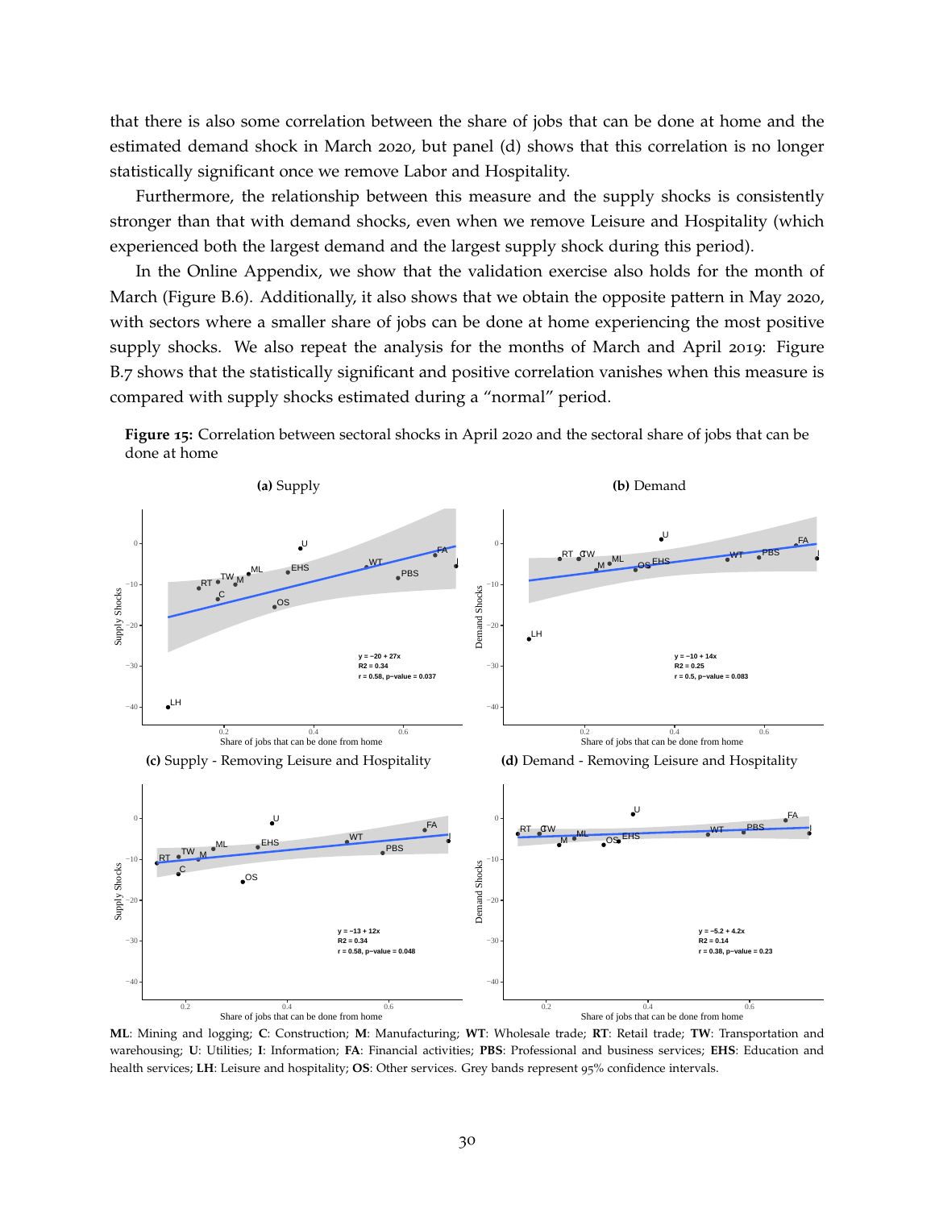that there is also some correlation between the share of jobs that can be done at home and the estimated demand shock in March 2020, but panel (d) shows that this correlation is no longer statistically significant once we remove Labor and Hospitality.

Furthermore, the relationship between this measure and the supply shocks is consistently stronger than that with demand shocks, even when we remove Leisure and Hospitality (which experienced both the largest demand and the largest supply shock during this period).

In the Online Appendix, we show that the validation exercise also holds for the month of March (Figure B.6). Additionally, it also shows that we obtain the opposite pattern in May 2020, with sectors where a smaller share of jobs can be done at home experiencing the most positive supply shocks. We also repeat the analysis for the months of March and April 2019: Figure B.7 shows that the statistically significant and positive correlation vanishes when this measure is compared with supply shocks estimated during a "normal" period.

**Figure 15:** Correlation between sectoral shocks in April 2020 and the sectoral share of jobs that can be done at home

**(a)** Supply — $y = -20 + 27x$, $R2 = 0.34$, $r = 0.58$, p-value = 0.037

**(b)** Demand — $y = -10 + 14x$, $R2 = 0.25$, $r = 0.5$, p-value = 0.083

**(c)** Supply - Removing Leisure and Hospitality — $y = -13 + 12x$, $R2 = 0.34$, $r = 0.58$, p-value = 0.048

**(d)** Demand - Removing Leisure and Hospitality — $y = -5.2 + 4.2x$, $R2 = 0.14$, $r = 0.38$, p-value = 0.23

**ML**: Mining and logging; **C**: Construction; **M**: Manufacturing; **WT**: Wholesale trade; **RT**: Retail trade; **TW**: Transportation and warehousing; **U**: Utilities; **I**: Information; **FA**: Financial activities; **PBS**: Professional and business services; **EHS**: Education and health services; **LH**: Leisure and hospitality; **OS**: Other services. Grey bands represent 95% confidence intervals.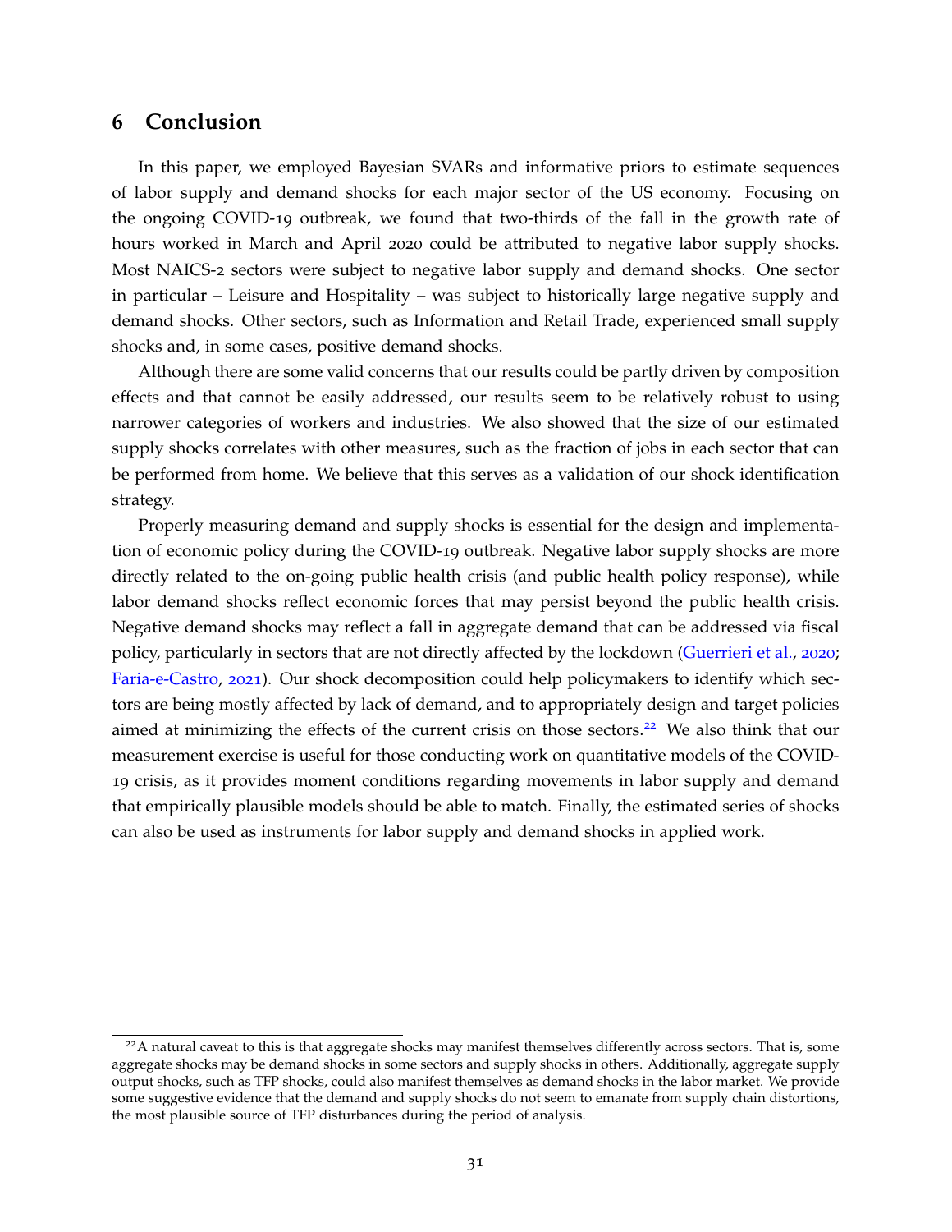## 6 Conclusion

In this paper, we employed Bayesian SVARs and informative priors to estimate sequences of labor supply and demand shocks for each major sector of the US economy. Focusing on the ongoing COVID-19 outbreak, we found that two-thirds of the fall in the growth rate of hours worked in March and April 2020 could be attributed to negative labor supply shocks. Most NAICS-2 sectors were subject to negative labor supply and demand shocks. One sector in particular – Leisure and Hospitality – was subject to historically large negative supply and demand shocks. Other sectors, such as Information and Retail Trade, experienced small supply shocks and, in some cases, positive demand shocks.

Although there are some valid concerns that our results could be partly driven by composition effects and that cannot be easily addressed, our results seem to be relatively robust to using narrower categories of workers and industries. We also showed that the size of our estimated supply shocks correlates with other measures, such as the fraction of jobs in each sector that can be performed from home. We believe that this serves as a validation of our shock identification strategy.

Properly measuring demand and supply shocks is essential for the design and implementation of economic policy during the COVID-19 outbreak. Negative labor supply shocks are more directly related to the on-going public health crisis (and public health policy response), while labor demand shocks reflect economic forces that may persist beyond the public health crisis. Negative demand shocks may reflect a fall in aggregate demand that can be addressed via fiscal policy, particularly in sectors that are not directly affected by the lockdown (Guerrieri et al., 2020; Faria-e-Castro, 2021). Our shock decomposition could help policymakers to identify which sectors are being mostly affected by lack of demand, and to appropriately design and target policies aimed at minimizing the effects of the current crisis on those sectors.[22] We also think that our measurement exercise is useful for those conducting work on quantitative models of the COVID-19 crisis, as it provides moment conditions regarding movements in labor supply and demand that empirically plausible models should be able to match. Finally, the estimated series of shocks can also be used as instruments for labor supply and demand shocks in applied work.

[22] A natural caveat to this is that aggregate shocks may manifest themselves differently across sectors. That is, some aggregate shocks may be demand shocks in some sectors and supply shocks in others. Additionally, aggregate supply output shocks, such as TFP shocks, could also manifest themselves as demand shocks in the labor market. We provide some suggestive evidence that the demand and supply shocks do not seem to emanate from supply chain distortions, the most plausible source of TFP disturbances during the period of analysis.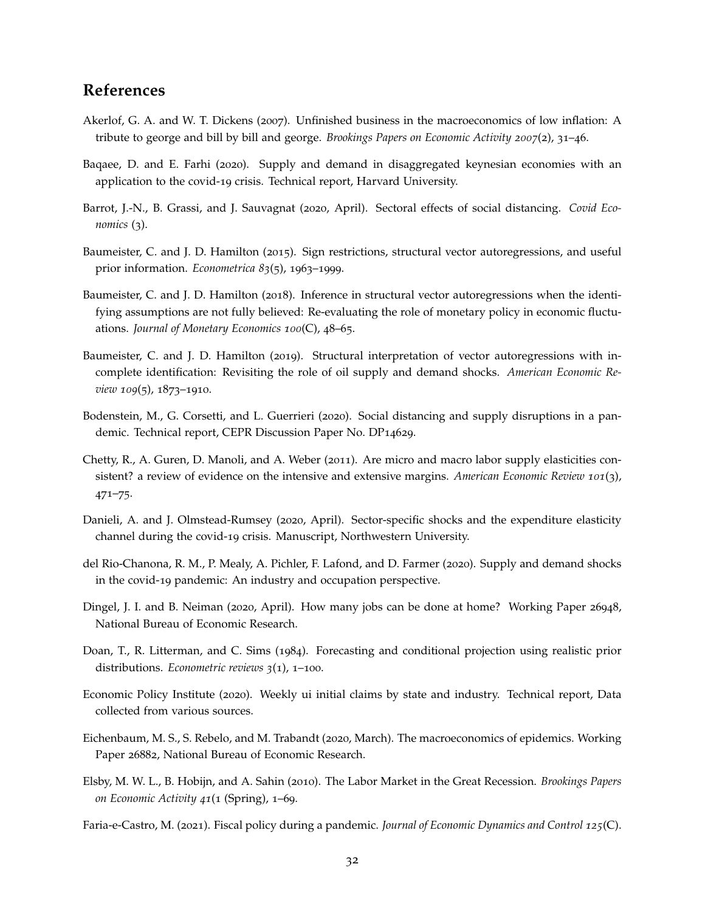## References

Akerlof, G. A. and W. T. Dickens (2007). Unfinished business in the macroeconomics of low inflation: A tribute to george and bill by bill and george. *Brookings Papers on Economic Activity 2007*(2), 31–46.

Baqaee, D. and E. Farhi (2020). Supply and demand in disaggregated keynesian economies with an application to the covid-19 crisis. Technical report, Harvard University.

Barrot, J.-N., B. Grassi, and J. Sauvagnat (2020, April). Sectoral effects of social distancing. *Covid Economics* (3).

Baumeister, C. and J. D. Hamilton (2015). Sign restrictions, structural vector autoregressions, and useful prior information. *Econometrica 83*(5), 1963–1999.

Baumeister, C. and J. D. Hamilton (2018). Inference in structural vector autoregressions when the identifying assumptions are not fully believed: Re-evaluating the role of monetary policy in economic fluctuations. *Journal of Monetary Economics 100*(C), 48–65.

Baumeister, C. and J. D. Hamilton (2019). Structural interpretation of vector autoregressions with incomplete identification: Revisiting the role of oil supply and demand shocks. *American Economic Review 109*(5), 1873–1910.

Bodenstein, M., G. Corsetti, and L. Guerrieri (2020). Social distancing and supply disruptions in a pandemic. Technical report, CEPR Discussion Paper No. DP14629.

Chetty, R., A. Guren, D. Manoli, and A. Weber (2011). Are micro and macro labor supply elasticities consistent? a review of evidence on the intensive and extensive margins. *American Economic Review 101*(3), 471–75.

Danieli, A. and J. Olmstead-Rumsey (2020, April). Sector-specific shocks and the expenditure elasticity channel during the covid-19 crisis. Manuscript, Northwestern University.

del Rio-Chanona, R. M., P. Mealy, A. Pichler, F. Lafond, and D. Farmer (2020). Supply and demand shocks in the covid-19 pandemic: An industry and occupation perspective.

Dingel, J. I. and B. Neiman (2020, April). How many jobs can be done at home? Working Paper 26948, National Bureau of Economic Research.

Doan, T., R. Litterman, and C. Sims (1984). Forecasting and conditional projection using realistic prior distributions. *Econometric reviews 3*(1), 1–100.

Economic Policy Institute (2020). Weekly ui initial claims by state and industry. Technical report, Data collected from various sources.

Eichenbaum, M. S., S. Rebelo, and M. Trabandt (2020, March). The macroeconomics of epidemics. Working Paper 26882, National Bureau of Economic Research.

Elsby, M. W. L., B. Hobijn, and A. Sahin (2010). The Labor Market in the Great Recession. *Brookings Papers on Economic Activity 41*(1 (Spring), 1–69.

Faria-e-Castro, M. (2021). Fiscal policy during a pandemic. *Journal of Economic Dynamics and Control 125*(C).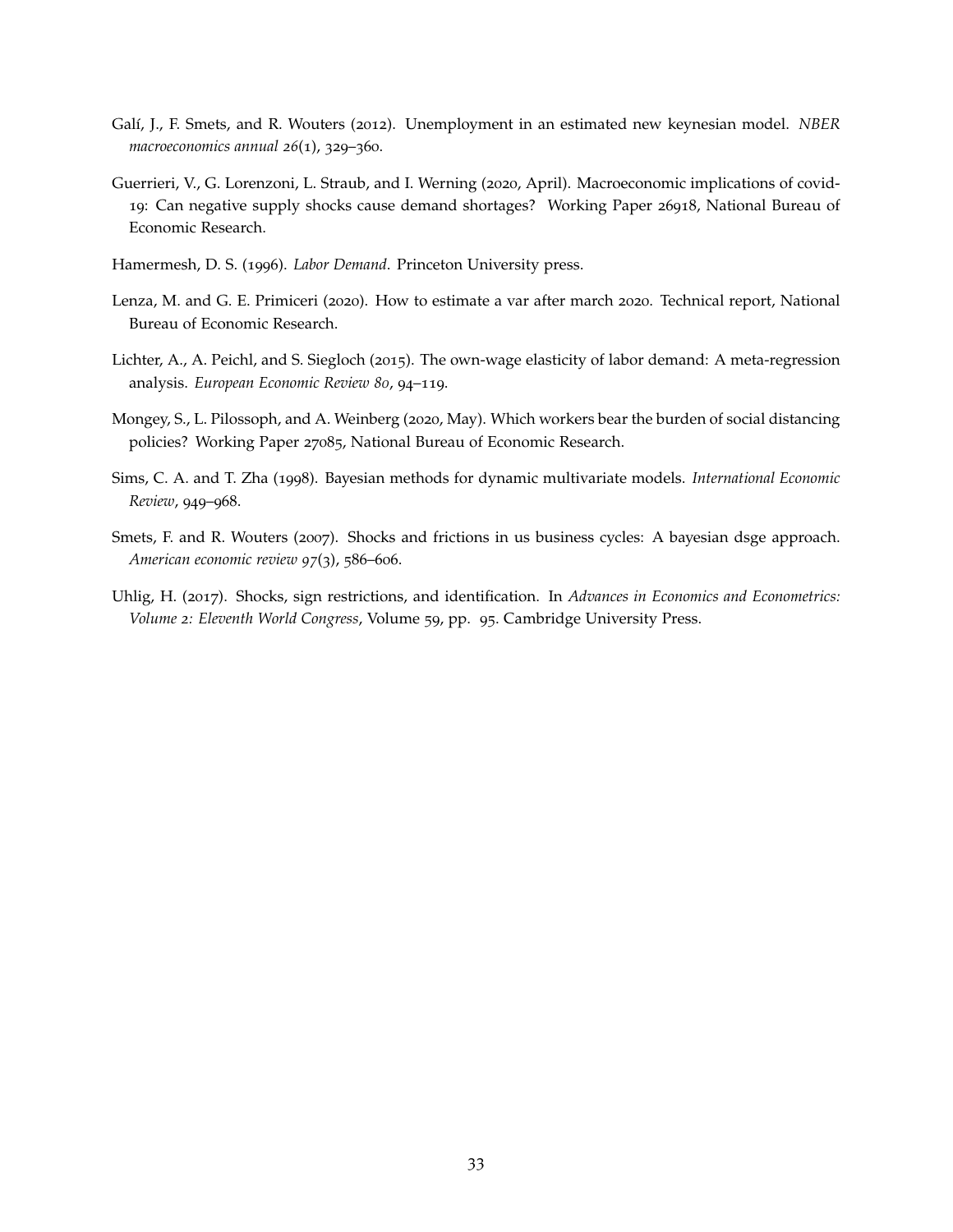Galí, J., F. Smets, and R. Wouters (2012). Unemployment in an estimated new keynesian model. *NBER macroeconomics annual 26*(1), 329–360.

Guerrieri, V., G. Lorenzoni, L. Straub, and I. Werning (2020, April). Macroeconomic implications of covid-19: Can negative supply shocks cause demand shortages? Working Paper 26918, National Bureau of Economic Research.

Hamermesh, D. S. (1996). *Labor Demand*. Princeton University press.

Lenza, M. and G. E. Primiceri (2020). How to estimate a var after march 2020. Technical report, National Bureau of Economic Research.

Lichter, A., A. Peichl, and S. Siegloch (2015). The own-wage elasticity of labor demand: A meta-regression analysis. *European Economic Review 80*, 94–119.

Mongey, S., L. Pilossoph, and A. Weinberg (2020, May). Which workers bear the burden of social distancing policies? Working Paper 27085, National Bureau of Economic Research.

Sims, C. A. and T. Zha (1998). Bayesian methods for dynamic multivariate models. *International Economic Review*, 949–968.

Smets, F. and R. Wouters (2007). Shocks and frictions in us business cycles: A bayesian dsge approach. *American economic review 97*(3), 586–606.

Uhlig, H. (2017). Shocks, sign restrictions, and identification. In *Advances in Economics and Econometrics: Volume 2: Eleventh World Congress*, Volume 59, pp. 95. Cambridge University Press.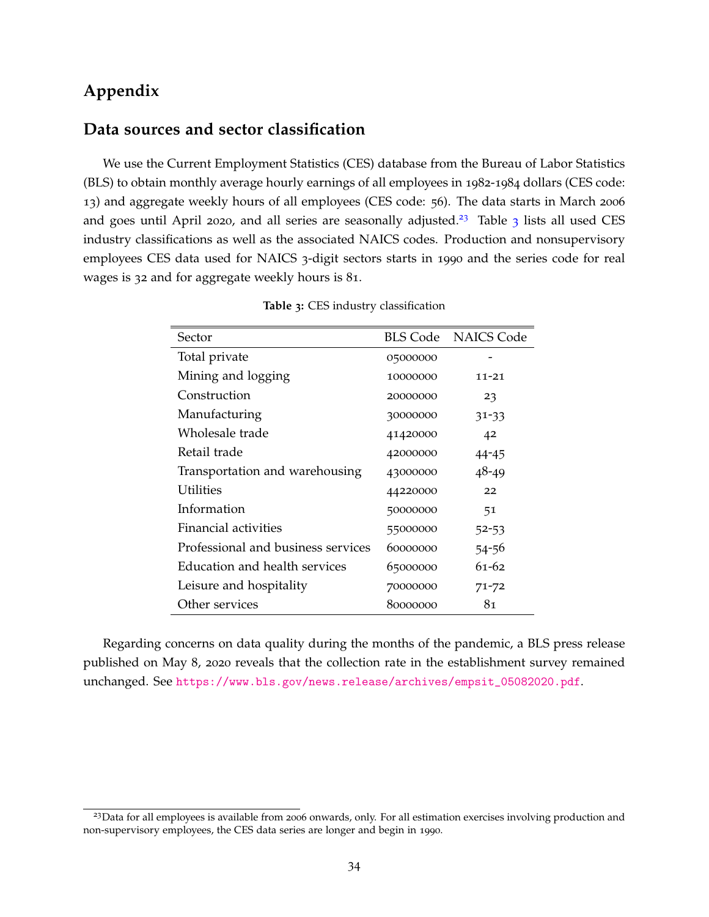# Appendix

## Data sources and sector classification

We use the Current Employment Statistics (CES) database from the Bureau of Labor Statistics (BLS) to obtain monthly average hourly earnings of all employees in 1982-1984 dollars (CES code: 13) and aggregate weekly hours of all employees (CES code: 56). The data starts in March 2006 and goes until April 2020, and all series are seasonally adjusted.[23] Table 3 lists all used CES industry classifications as well as the associated NAICS codes. Production and nonsupervisory employees CES data used for NAICS 3-digit sectors starts in 1990 and the series code for real wages is 32 and for aggregate weekly hours is 81.

**Table 3:** CES industry classification

| Sector | BLS Code | NAICS Code |
|---|---|---|
| Total private | 05000000 | - |
| Mining and logging | 10000000 | 11-21 |
| Construction | 20000000 | 23 |
| Manufacturing | 30000000 | 31-33 |
| Wholesale trade | 41420000 | 42 |
| Retail trade | 42000000 | 44-45 |
| Transportation and warehousing | 43000000 | 48-49 |
| Utilities | 44220000 | 22 |
| Information | 50000000 | 51 |
| Financial activities | 55000000 | 52-53 |
| Professional and business services | 60000000 | 54-56 |
| Education and health services | 65000000 | 61-62 |
| Leisure and hospitality | 70000000 | 71-72 |
| Other services | 80000000 | 81 |

Regarding concerns on data quality during the months of the pandemic, a BLS press release published on May 8, 2020 reveals that the collection rate in the establishment survey remained unchanged. See https://www.bls.gov/news.release/archives/empsit_05082020.pdf.

[23] Data for all employees is available from 2006 onwards, only. For all estimation exercises involving production and non-supervisory employees, the CES data series are longer and begin in 1990.